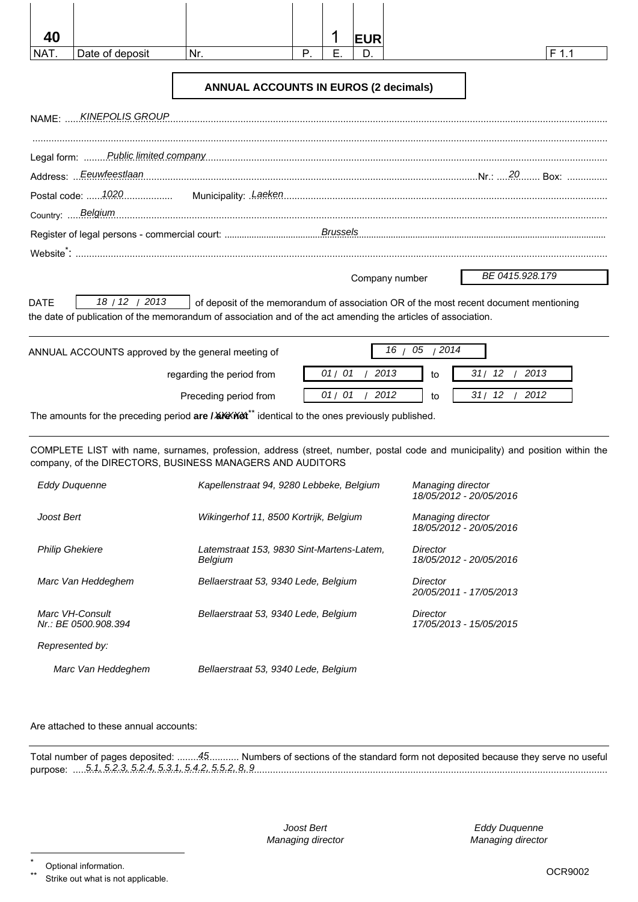| 40 | | | | 1 | EUR | | F 1.1 |
|---|---|---|---|---|---|---|---|
| NAT. | Date of deposit | Nr. | P. | E. | D. | | |

## ANNUAL ACCOUNTS IN EUROS (2 decimals)

NAME: *KINEPOLIS GROUP*

Legal form: *Public limited company*

Address: *Eeuwfeestlaan* Nr.: *20* Box:

Postal code: *1020* Municipality: *Laeken*

Country: *Belgium*

Register of legal persons - commercial court: *Brussels*

Website*:

Company number: *BE 0415.928.179*

DATE *18 / 12 / 2013* of deposit of the memorandum of association OR of the most recent document mentioning the date of publication of the memorandum of association and of the act amending the articles of association.

---

ANNUAL ACCOUNTS approved by the general meeting of *16 / 05 / 2014*

regarding the period from *01 / 01 / 2013* to *31 / 12 / 2013*

Preceding period from *01 / 01 / 2012* to *31 / 12 / 2012*

The amounts for the preceding period **are** / ~~are not~~** identical to the ones previously published.

---

COMPLETE LIST with name, surnames, profession, address (street, number, postal code and municipality) and position within the company, of the DIRECTORS, BUSINESS MANAGERS AND AUDITORS

| | | |
|---|---|---|
| *Eddy Duquenne* | *Kapellenstraat 94, 9280 Lebbeke, Belgium* | *Managing director* *18/05/2012 - 20/05/2016* |
| *Joost Bert* | *Wikingerhof 11, 8500 Kortrijk, Belgium* | *Managing director* *18/05/2012 - 20/05/2016* |
| *Philip Ghekiere* | *Latemstraat 153, 9830 Sint-Martens-Latem, Belgium* | *Director* *18/05/2012 - 20/05/2016* |
| *Marc Van Heddeghem* | *Bellaerstraat 53, 9340 Lede, Belgium* | *Director* *20/05/2011 - 17/05/2013* |
| *Marc VH-Consult* *Nr.: BE 0500.908.394* | *Bellaerstraat 53, 9340 Lede, Belgium* | *Director* *17/05/2013 - 15/05/2015* |
| *Represented by:* | | |
| *Marc Van Heddeghem* | *Bellaerstraat 53, 9340 Lede, Belgium* | |

Are attached to these annual accounts:

---

Total number of pages deposited: *45* Numbers of sections of the standard form not deposited because they serve no useful purpose: *5.1, 5.2.3, 5.2.4, 5.3.1, 5.4.2, 5.5.2, 8, 9*

| *Joost Bert* | *Eddy Duquenne* |
|---|---|
| *Managing director* | *Managing director* |

\* Optional information.

\** Strike out what is not applicable.

OCR9002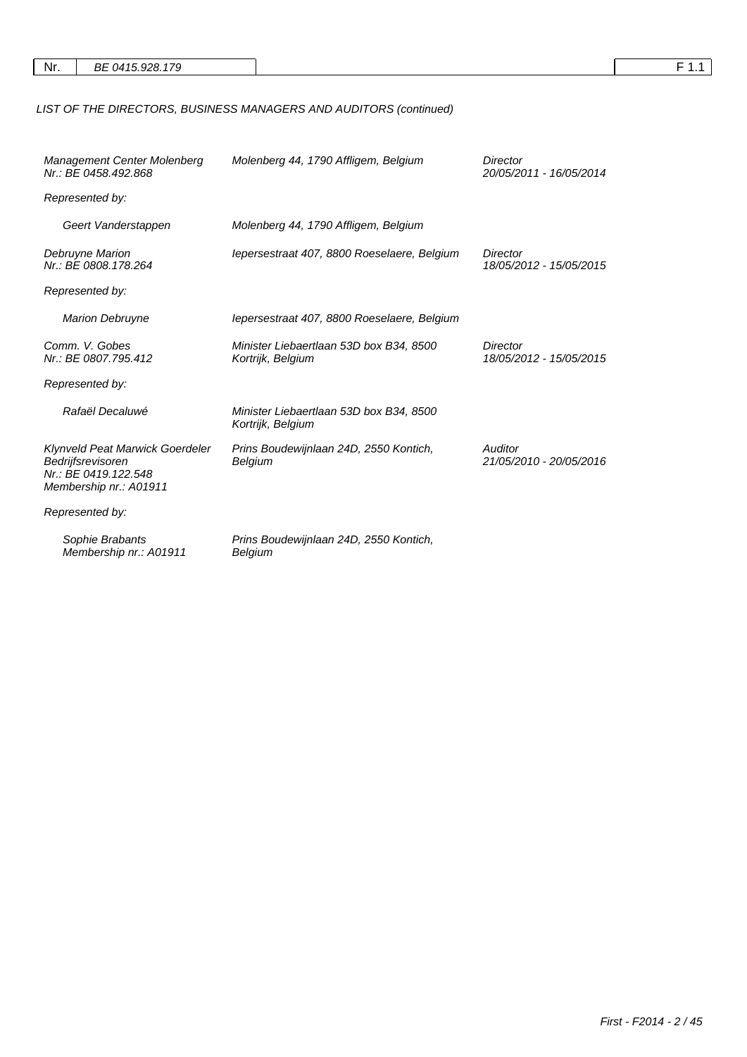| Nr. | BE 0415.928.179 | | F 1.1 |
|---|---|---|---|

*LIST OF THE DIRECTORS, BUSINESS MANAGERS AND AUDITORS (continued)*

| | | |
|---|---|---|
| *Management Center Molenberg*<br>*Nr.: BE 0458.492.868* | *Molenberg 44, 1790 Affligem, Belgium* | *Director*<br>*20/05/2011 - 16/05/2014* |
| *Represented by:* | | |
| *Geert Vanderstappen* | *Molenberg 44, 1790 Affligem, Belgium* | |
| *Debruyne Marion*<br>*Nr.: BE 0808.178.264* | *Iepersestraat 407, 8800 Roeselaere, Belgium* | *Director*<br>*18/05/2012 - 15/05/2015* |
| *Represented by:* | | |
| *Marion Debruyne* | *Iepersestraat 407, 8800 Roeselaere, Belgium* | |
| *Comm. V. Gobes*<br>*Nr.: BE 0807.795.412* | *Minister Liebaertlaan 53D box B34, 8500 Kortrijk, Belgium* | *Director*<br>*18/05/2012 - 15/05/2015* |
| *Represented by:* | | |
| *Rafaël Decaluwé* | *Minister Liebaertlaan 53D box B34, 8500 Kortrijk, Belgium* | |
| *Klynveld Peat Marwick Goerdeler Bedrijfsrevisoren*<br>*Nr.: BE 0419.122.548*<br>*Membership nr.: A01911* | *Prins Boudewijnlaan 24D, 2550 Kontich, Belgium* | *Auditor*<br>*21/05/2010 - 20/05/2016* |
| *Represented by:* | | |
| *Sophie Brabants*<br>*Membership nr.: A01911* | *Prins Boudewijnlaan 24D, 2550 Kontich, Belgium* | |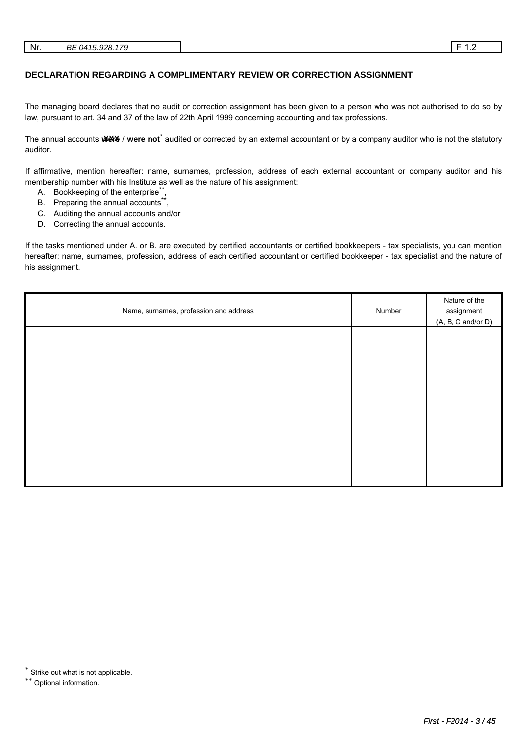| Nr. | BE 0415.928.179 | | F 1.2 |
|---|---|---|---|

## DECLARATION REGARDING A COMPLIMENTARY REVIEW OR CORRECTION ASSIGNMENT

The managing board declares that no audit or correction assignment has been given to a person who was not authorised to do so by law, pursuant to art. 34 and 37 of the law of 22th April 1999 concerning accounting and tax professions.

The annual accounts ~~were~~ / **were not**[*] audited or corrected by an external accountant or by a company auditor who is not the statutory auditor.

If affirmative, mention hereafter: name, surnames, profession, address of each external accountant or company auditor and his membership number with his Institute as well as the nature of his assignment:

A. Bookkeeping of the enterprise[**],
B. Preparing the annual accounts[**],
C. Auditing the annual accounts and/or
D. Correcting the annual accounts.

If the tasks mentioned under A. or B. are executed by certified accountants or certified bookkeepers - tax specialists, you can mention hereafter: name, surnames, profession, address of each certified accountant or certified bookkeeper - tax specialist and the nature of his assignment.

| Name, surnames, profession and address | Number | Nature of the assignment (A, B, C and/or D) |
|---|---|---|
| | | |

[*] Strike out what is not applicable.

[**] Optional information.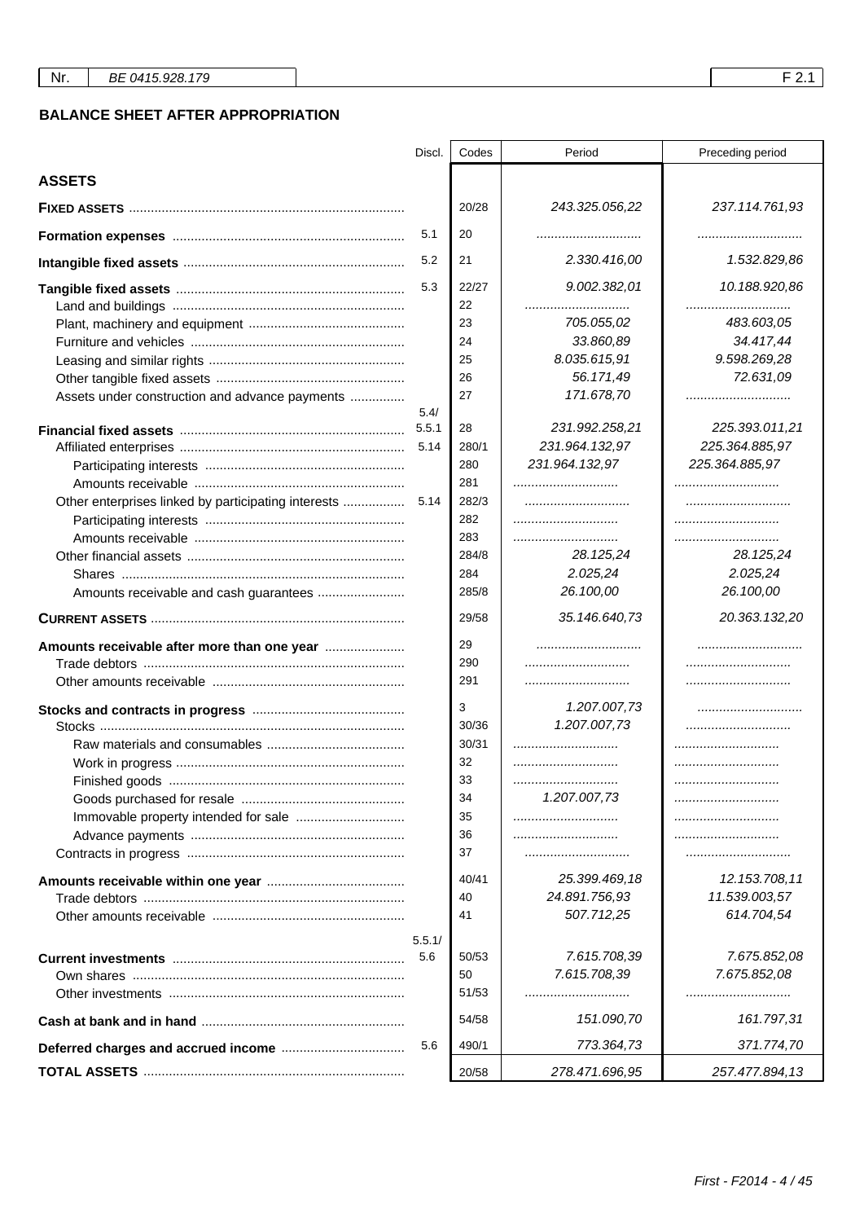| Nr. | BE 0415.928.179 | F 2.1 |
|---|---|---|

## BALANCE SHEET AFTER APPROPRIATION

| | Discl. | Codes | Period | Preceding period |
|---|---|---|---|---|
| **ASSETS** | | | | |
| **FIXED ASSETS** | | 20/28 | 243.325.056,22 | 237.114.761,93 |
| **Formation expenses** | 5.1 | 20 | ............................ | ............................ |
| **Intangible fixed assets** | 5.2 | 21 | 2.330.416,00 | 1.532.829,86 |
| **Tangible fixed assets** | 5.3 | 22/27 | 9.002.382,01 | 10.188.920,86 |
| Land and buildings | | 22 | ............................ | ............................ |
| Plant, machinery and equipment | | 23 | 705.055,02 | 483.603,05 |
| Furniture and vehicles | | 24 | 33.860,89 | 34.417,44 |
| Leasing and similar rights | | 25 | 8.035.615,91 | 9.598.269,28 |
| Other tangible fixed assets | | 26 | 56.171,49 | 72.631,09 |
| Assets under construction and advance payments | | 27 | 171.678,70 | ............................ |
| **Financial fixed assets** | 5.4/ 5.5.1 | 28 | 231.992.258,21 | 225.393.011,21 |
| Affiliated enterprises | 5.14 | 280/1 | 231.964.132,97 | 225.364.885,97 |
| Participating interests | | 280 | 231.964.132,97 | 225.364.885,97 |
| Amounts receivable | | 281 | ............................ | ............................ |
| Other enterprises linked by participating interests | 5.14 | 282/3 | ............................ | ............................ |
| Participating interests | | 282 | ............................ | ............................ |
| Amounts receivable | | 283 | ............................ | ............................ |
| Other financial assets | | 284/8 | 28.125,24 | 28.125,24 |
| Shares | | 284 | 2.025,24 | 2.025,24 |
| Amounts receivable and cash guarantees | | 285/8 | 26.100,00 | 26.100,00 |
| **CURRENT ASSETS** | | 29/58 | 35.146.640,73 | 20.363.132,20 |
| **Amounts receivable after more than one year** | | 29 | ............................ | ............................ |
| Trade debtors | | 290 | ............................ | ............................ |
| Other amounts receivable | | 291 | ............................ | ............................ |
| **Stocks and contracts in progress** | | 3 | 1.207.007,73 | ............................ |
| Stocks | | 30/36 | 1.207.007,73 | ............................ |
| Raw materials and consumables | | 30/31 | ............................ | ............................ |
| Work in progress | | 32 | ............................ | ............................ |
| Finished goods | | 33 | ............................ | ............................ |
| Goods purchased for resale | | 34 | 1.207.007,73 | ............................ |
| Immovable property intended for sale | | 35 | ............................ | ............................ |
| Advance payments | | 36 | ............................ | ............................ |
| Contracts in progress | | 37 | ............................ | ............................ |
| **Amounts receivable within one year** | | 40/41 | 25.399.469,18 | 12.153.708,11 |
| Trade debtors | | 40 | 24.891.756,93 | 11.539.003,57 |
| Other amounts receivable | | 41 | 507.712,25 | 614.704,54 |
| **Current investments** | 5.5.1/ 5.6 | 50/53 | 7.615.708,39 | 7.675.852,08 |
| Own shares | | 50 | 7.615.708,39 | 7.675.852,08 |
| Other investments | | 51/53 | ............................ | ............................ |
| **Cash at bank and in hand** | | 54/58 | 151.090,70 | 161.797,31 |
| **Deferred charges and accrued income** | 5.6 | 490/1 | 773.364,73 | 371.774,70 |
| **TOTAL ASSETS** | | 20/58 | 278.471.696,95 | 257.477.894,13 |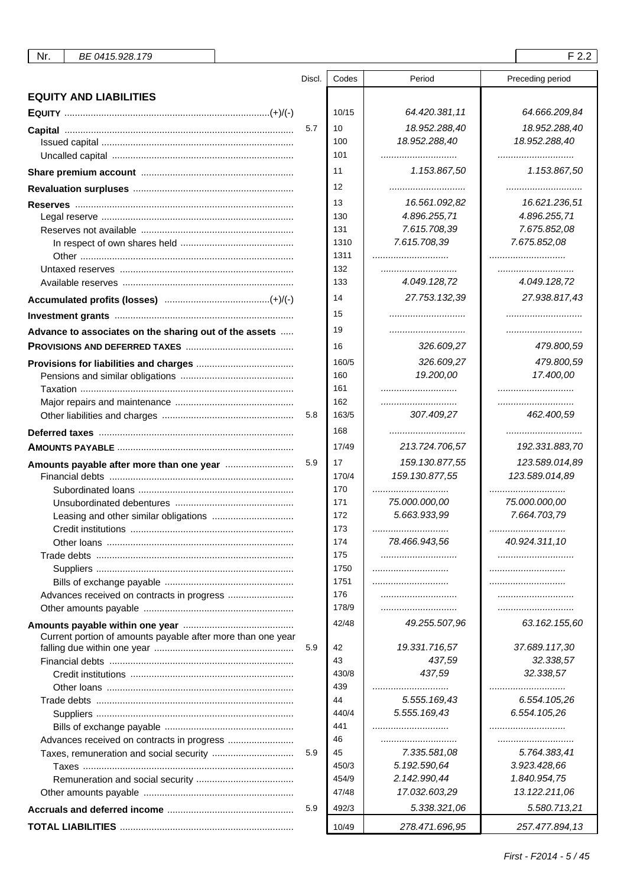| Nr. | BE 0415.928.179 | | | F 2.2 |
|---|---|---|---|---|

| | Discl. | Codes | Period | Preceding period |
|---|---|---|---|---|
| **EQUITY AND LIABILITIES** | | | | |
| **EQUITY** (+)/(-) | | 10/15 | 64.420.381,11 | 64.666.209,84 |
| **Capital** | 5.7 | 10 | 18.952.288,40 | 18.952.288,40 |
| Issued capital | | 100 | 18.952.288,40 | 18.952.288,40 |
| Uncalled capital | | 101 | ............................ | ............................ |
| **Share premium account** | | 11 | 1.153.867,50 | 1.153.867,50 |
| **Revaluation surpluses** | | 12 | ............................ | ............................ |
| **Reserves** | | 13 | 16.561.092,82 | 16.621.236,51 |
| Legal reserve | | 130 | 4.896.255,71 | 4.896.255,71 |
| Reserves not available | | 131 | 7.615.708,39 | 7.675.852,08 |
| In respect of own shares held | | 1310 | 7.615.708,39 | 7.675.852,08 |
| Other | | 1311 | ............................ | ............................ |
| Untaxed reserves | | 132 | ............................ | ............................ |
| Available reserves | | 133 | 4.049.128,72 | 4.049.128,72 |
| **Accumulated profits (losses)** (+)/(-) | | 14 | 27.753.132,39 | 27.938.817,43 |
| **Investment grants** | | 15 | ............................ | ............................ |
| **Advance to associates on the sharing out of the assets** | | 19 | ............................ | ............................ |
| **PROVISIONS AND DEFERRED TAXES** | | 16 | 326.609,27 | 479.800,59 |
| **Provisions for liabilities and charges** | | 160/5 | 326.609,27 | 479.800,59 |
| Pensions and similar obligations | | 160 | 19.200,00 | 17.400,00 |
| Taxation | | 161 | ............................ | ............................ |
| Major repairs and maintenance | | 162 | ............................ | ............................ |
| Other liabilities and charges | 5.8 | 163/5 | 307.409,27 | 462.400,59 |
| **Deferred taxes** | | 168 | ............................ | ............................ |
| **AMOUNTS PAYABLE** | | 17/49 | 213.724.706,57 | 192.331.883,70 |
| **Amounts payable after more than one year** | 5.9 | 17 | 159.130.877,55 | 123.589.014,89 |
| Financial debts | | 170/4 | 159.130.877,55 | 123.589.014,89 |
| Subordinated loans | | 170 | ............................ | ............................ |
| Unsubordinated debentures | | 171 | 75.000.000,00 | 75.000.000,00 |
| Leasing and other similar obligations | | 172 | 5.663.933,99 | 7.664.703,79 |
| Credit institutions | | 173 | ............................ | ............................ |
| Other loans | | 174 | 78.466.943,56 | 40.924.311,10 |
| Trade debts | | 175 | ............................ | ............................ |
| Suppliers | | 1750 | ............................ | ............................ |
| Bills of exchange payable | | 1751 | ............................ | ............................ |
| Advances received on contracts in progress | | 176 | ............................ | ............................ |
| Other amounts payable | | 178/9 | ............................ | ............................ |
| **Amounts payable within one year** | | 42/48 | 49.255.507,96 | 63.162.155,60 |
| Current portion of amounts payable after more than one year falling due within one year | 5.9 | 42 | 19.331.716,57 | 37.689.117,30 |
| Financial debts | | 43 | 437,59 | 32.338,57 |
| Credit institutions | | 430/8 | 437,59 | 32.338,57 |
| Other loans | | 439 | ............................ | ............................ |
| Trade debts | | 44 | 5.555.169,43 | 6.554.105,26 |
| Suppliers | | 440/4 | 5.555.169,43 | 6.554.105,26 |
| Bills of exchange payable | | 441 | ............................ | ............................ |
| Advances received on contracts in progress | | 46 | ............................ | ............................ |
| Taxes, remuneration and social security | 5.9 | 45 | 7.335.581,08 | 5.764.383,41 |
| Taxes | | 450/3 | 5.192.590,64 | 3.923.428,66 |
| Remuneration and social security | | 454/9 | 2.142.990,44 | 1.840.954,75 |
| Other amounts payable | | 47/48 | 17.032.603,29 | 13.122.211,06 |
| **Accruals and deferred income** | 5.9 | 492/3 | 5.338.321,06 | 5.580.713,21 |
| **TOTAL LIABILITIES** | | 10/49 | 278.471.696,95 | 257.477.894,13 |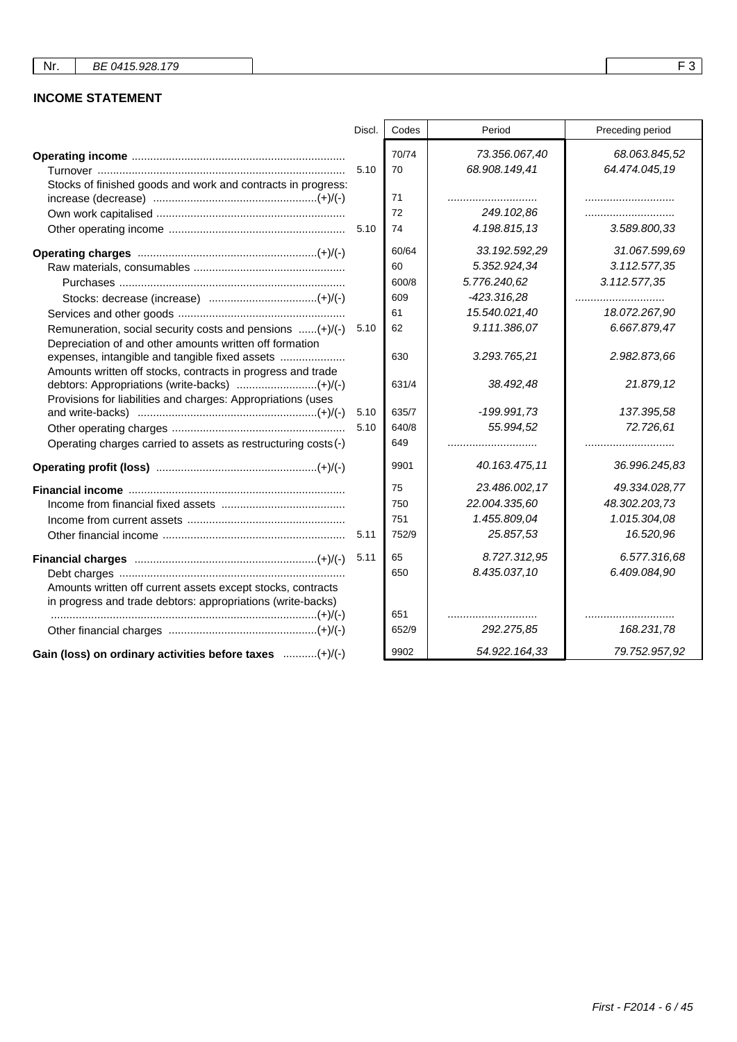| Nr. | BE 0415.928.179 | F 3 |
|---|---|---|

## INCOME STATEMENT

| | Discl. | Codes | Period | Preceding period |
|---|---|---|---|---|
| **Operating income** | | 70/74 | 73.356.067,40 | 68.063.845,52 |
| Turnover | 5.10 | 70 | 68.908.149,41 | 64.474.045,19 |
| Stocks of finished goods and work and contracts in progress: increase (decrease) (+)/(-) | | 71 | ............................ | ............................ |
| Own work capitalised | | 72 | 249.102,86 | ............................ |
| Other operating income | 5.10 | 74 | 4.198.815,13 | 3.589.800,33 |
| **Operating charges** (+)/(-) | | 60/64 | 33.192.592,29 | 31.067.599,69 |
| Raw materials, consumables | | 60 | 5.352.924,34 | 3.112.577,35 |
| Purchases | | 600/8 | 5.776.240,62 | 3.112.577,35 |
| Stocks: decrease (increase) (+)/(-) | | 609 | -423.316,28 | ............................ |
| Services and other goods | | 61 | 15.540.021,40 | 18.072.267,90 |
| Remuneration, social security costs and pensions (+)/(-) | 5.10 | 62 | 9.111.386,07 | 6.667.879,47 |
| Depreciation of and other amounts written off formation expenses, intangible and tangible fixed assets | | 630 | 3.293.765,21 | 2.982.873,66 |
| Amounts written off stocks, contracts in progress and trade debtors: Appropriations (write-backs) (+)/(-) | | 631/4 | 38.492,48 | 21.879,12 |
| Provisions for liabilities and charges: Appropriations (uses and write-backs) (+)/(-) | 5.10 | 635/7 | -199.991,73 | 137.395,58 |
| Other operating charges | 5.10 | 640/8 | 55.994,52 | 72.726,61 |
| Operating charges carried to assets as restructuring costs (-) | | 649 | ............................ | ............................ |
| **Operating profit (loss)** (+)/(-) | | 9901 | 40.163.475,11 | 36.996.245,83 |
| **Financial income** | | 75 | 23.486.002,17 | 49.334.028,77 |
| Income from financial fixed assets | | 750 | 22.004.335,60 | 48.302.203,73 |
| Income from current assets | | 751 | 1.455.809,04 | 1.015.304,08 |
| Other financial income | 5.11 | 752/9 | 25.857,53 | 16.520,96 |
| **Financial charges** (+)/(-) | 5.11 | 65 | 8.727.312,95 | 6.577.316,68 |
| Debt charges | | 650 | 8.435.037,10 | 6.409.084,90 |
| Amounts written off current assets except stocks, contracts in progress and trade debtors: appropriations (write-backs) (+)/(-) | | 651 | ............................ | ............................ |
| Other financial charges (+)/(-) | | 652/9 | 292.275,85 | 168.231,78 |
| **Gain (loss) on ordinary activities before taxes** (+)/(-) | | 9902 | 54.922.164,33 | 79.752.957,92 |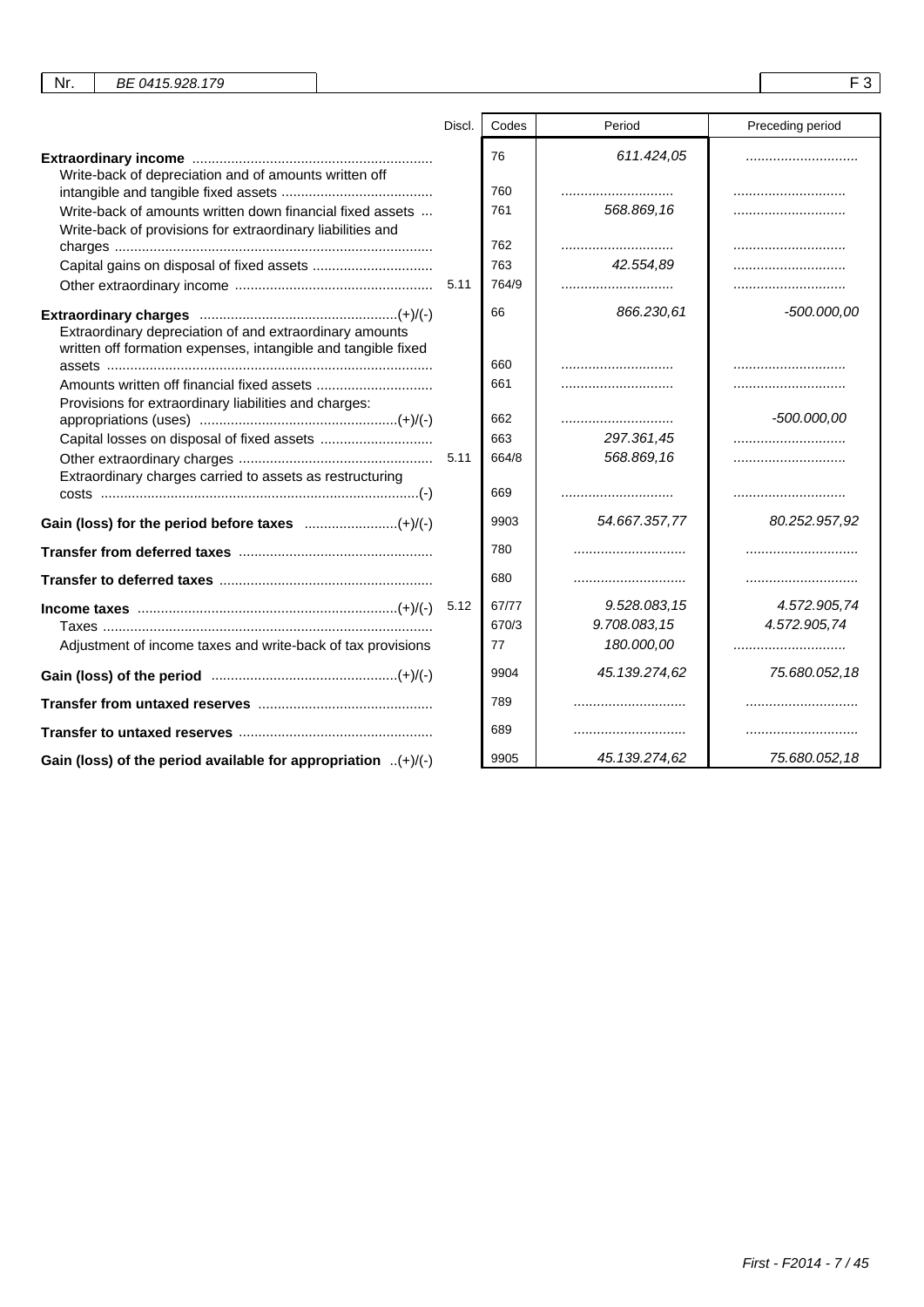| Nr. | BE 0415.928.179 | | | F 3 |
|---|---|---|---|---|

| | Discl. | Codes | Period | Preceding period |
|---|---|---|---|---|
| **Extraordinary income** | | 76 | 611.424,05 | ............................ |
| Write-back of depreciation and of amounts written off intangible and tangible fixed assets | | 760 | ............................ | ............................ |
| Write-back of amounts written down financial fixed assets | | 761 | 568.869,16 | ............................ |
| Write-back of provisions for extraordinary liabilities and charges | | 762 | ............................ | ............................ |
| Capital gains on disposal of fixed assets | | 763 | 42.554,89 | ............................ |
| Other extraordinary income | 5.11 | 764/9 | ............................ | ............................ |
| **Extraordinary charges** (+)/(-) | | 66 | 866.230,61 | -500.000,00 |
| Extraordinary depreciation of and extraordinary amounts written off formation expenses, intangible and tangible fixed assets | | 660 | ............................ | ............................ |
| Amounts written off financial fixed assets | | 661 | ............................ | ............................ |
| Provisions for extraordinary liabilities and charges: appropriations (uses) (+)/(-) | | 662 | ............................ | -500.000,00 |
| Capital losses on disposal of fixed assets | | 663 | 297.361,45 | ............................ |
| Other extraordinary charges | 5.11 | 664/8 | 568.869,16 | ............................ |
| Extraordinary charges carried to assets as restructuring costs (-) | | 669 | ............................ | ............................ |
| **Gain (loss) for the period before taxes** (+)/(-) | | 9903 | 54.667.357,77 | 80.252.957,92 |
| **Transfer from deferred taxes** | | 780 | ............................ | ............................ |
| **Transfer to deferred taxes** | | 680 | ............................ | ............................ |
| **Income taxes** (+)/(-) | 5.12 | 67/77 | 9.528.083,15 | 4.572.905,74 |
| Taxes | | 670/3 | 9.708.083,15 | 4.572.905,74 |
| Adjustment of income taxes and write-back of tax provisions | | 77 | 180.000,00 | ............................ |
| **Gain (loss) of the period** (+)/(-) | | 9904 | 45.139.274,62 | 75.680.052,18 |
| **Transfer from untaxed reserves** | | 789 | ............................ | ............................ |
| **Transfer to untaxed reserves** | | 689 | ............................ | ............................ |
| **Gain (loss) of the period available for appropriation** (+)/(-) | | 9905 | 45.139.274,62 | 75.680.052,18 |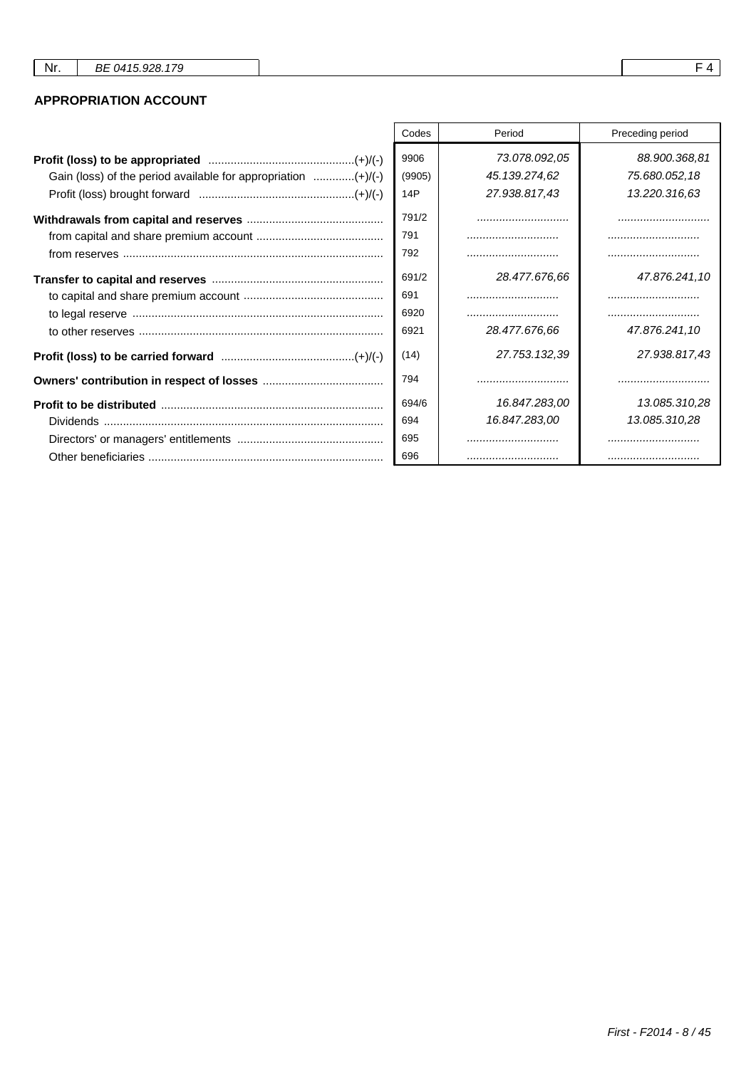| Nr. | BE 0415.928.179 | | F 4 |
|---|---|---|---|

## APPROPRIATION ACCOUNT

| | Codes | Period | Preceding period |
|---|---|---|---|
| **Profit (loss) to be appropriated** (+)/(-) | 9906 | 73.078.092,05 | 88.900.368,81 |
| Gain (loss) of the period available for appropriation (+)/(-) | (9905) | 45.139.274,62 | 75.680.052,18 |
| Profit (loss) brought forward (+)/(-) | 14P | 27.938.817,43 | 13.220.316,63 |
| **Withdrawals from capital and reserves** | 791/2 | ............................. | ............................. |
| from capital and share premium account | 791 | ............................. | ............................. |
| from reserves | 792 | ............................. | ............................. |
| **Transfer to capital and reserves** | 691/2 | 28.477.676,66 | 47.876.241,10 |
| to capital and share premium account | 691 | ............................. | ............................. |
| to legal reserve | 6920 | ............................. | ............................. |
| to other reserves | 6921 | 28.477.676,66 | 47.876.241,10 |
| **Profit (loss) to be carried forward** (+)/(-) | (14) | 27.753.132,39 | 27.938.817,43 |
| **Owners' contribution in respect of losses** | 794 | ............................. | ............................. |
| **Profit to be distributed** | 694/6 | 16.847.283,00 | 13.085.310,28 |
| Dividends | 694 | 16.847.283,00 | 13.085.310,28 |
| Directors' or managers' entitlements | 695 | ............................. | ............................. |
| Other beneficiaries | 696 | ............................. | ............................. |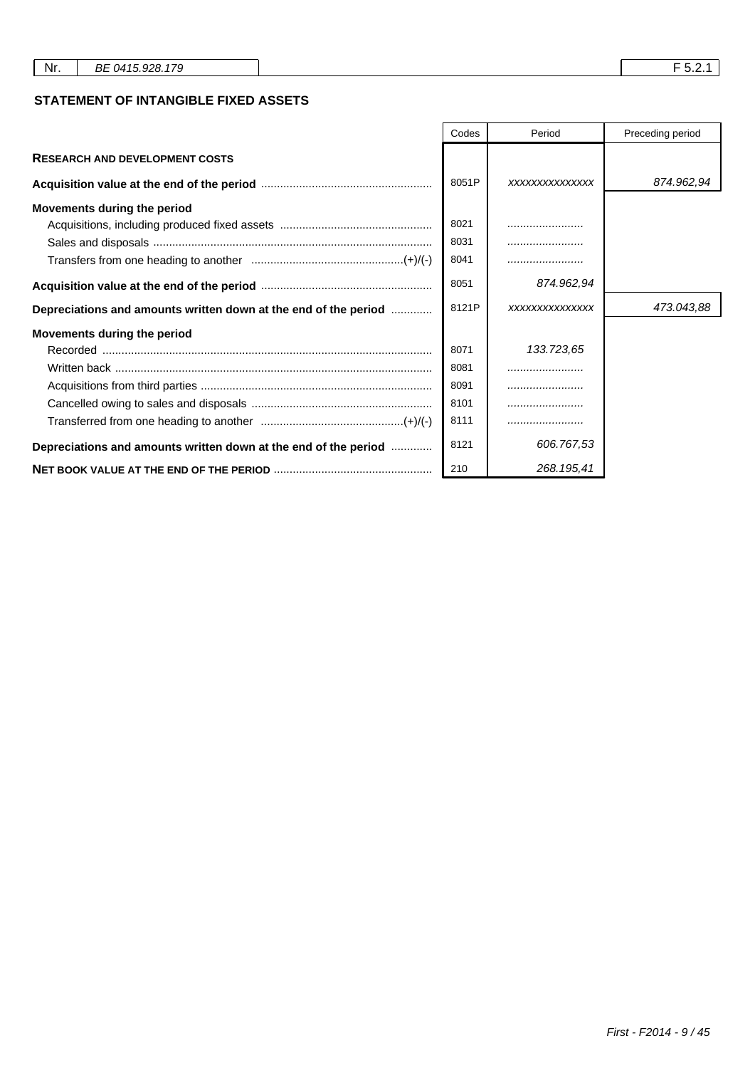| Nr. | BE 0415.928.179 | F 5.2.1 |
|---|---|---|

## STATEMENT OF INTANGIBLE FIXED ASSETS

| | Codes | Period | Preceding period |
|---|---|---|---|
| **RESEARCH AND DEVELOPMENT COSTS** | | | |
| **Acquisition value at the end of the period** | 8051P | xxxxxxxxxxxxxxx | 874.962,94 |
| **Movements during the period** | | | |
| Acquisitions, including produced fixed assets | 8021 | ........................ | |
| Sales and disposals | 8031 | ........................ | |
| Transfers from one heading to another (+)/(-) | 8041 | ........................ | |
| **Acquisition value at the end of the period** | 8051 | 874.962,94 | |
| **Depreciations and amounts written down at the end of the period** | 8121P | xxxxxxxxxxxxxxx | 473.043,88 |
| **Movements during the period** | | | |
| Recorded | 8071 | 133.723,65 | |
| Written back | 8081 | ........................ | |
| Acquisitions from third parties | 8091 | ........................ | |
| Cancelled owing to sales and disposals | 8101 | ........................ | |
| Transferred from one heading to another (+)/(-) | 8111 | ........................ | |
| **Depreciations and amounts written down at the end of the period** | 8121 | 606.767,53 | |
| **NET BOOK VALUE AT THE END OF THE PERIOD** | 210 | 268.195,41 | |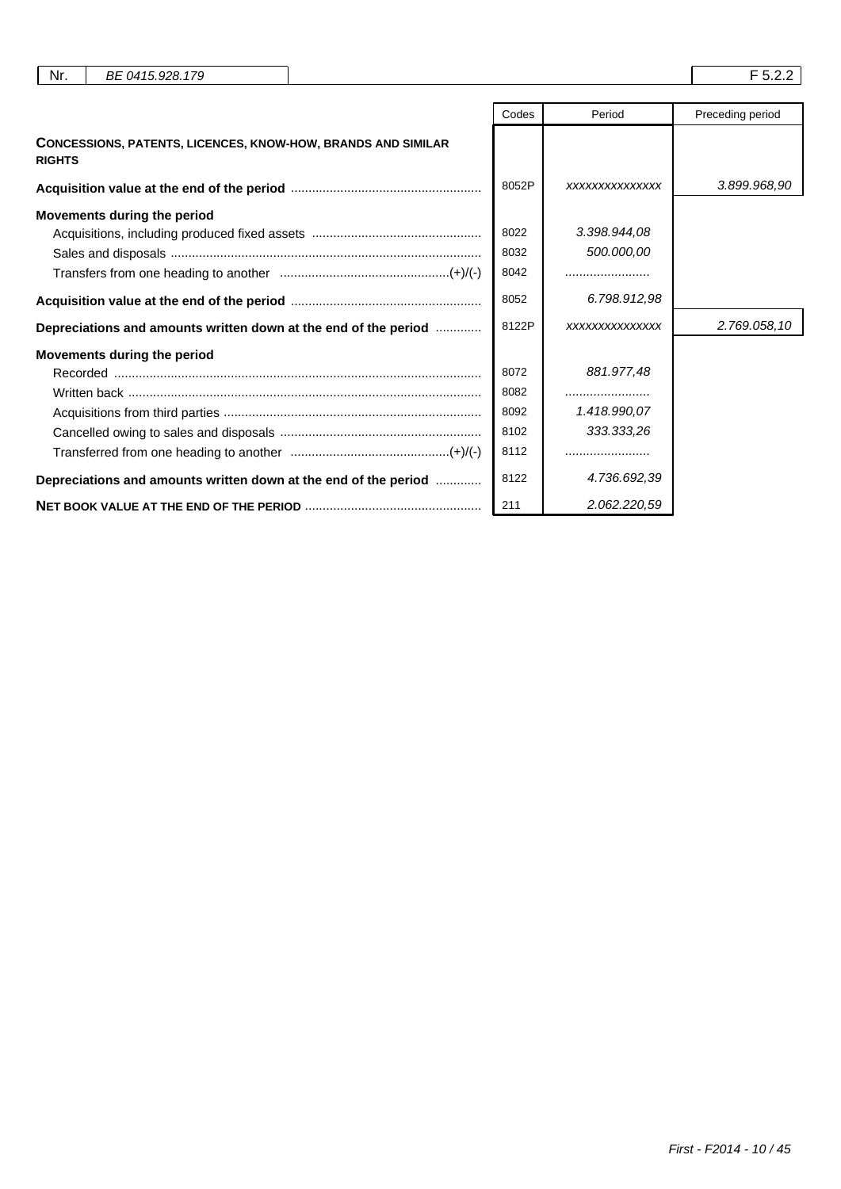| Nr. | BE 0415.928.179 |
|---|---|

F 5.2.2

| | Codes | Period | Preceding period |
|---|---|---|---|
| **CONCESSIONS, PATENTS, LICENCES, KNOW-HOW, BRANDS AND SIMILAR RIGHTS** | | | |
| **Acquisition value at the end of the period** | 8052P | xxxxxxxxxxxxxxx | 3.899.968,90 |
| **Movements during the period** | | | |
| Acquisitions, including produced fixed assets | 8022 | 3.398.944,08 | |
| Sales and disposals | 8032 | 500.000,00 | |
| Transfers from one heading to another (+)/(-) | 8042 | ........................ | |
| **Acquisition value at the end of the period** | 8052 | 6.798.912,98 | |
| **Depreciations and amounts written down at the end of the period** | 8122P | xxxxxxxxxxxxxxx | 2.769.058,10 |
| **Movements during the period** | | | |
| Recorded | 8072 | 881.977,48 | |
| Written back | 8082 | ........................ | |
| Acquisitions from third parties | 8092 | 1.418.990,07 | |
| Cancelled owing to sales and disposals | 8102 | 333.333,26 | |
| Transferred from one heading to another (+)/(-) | 8112 | ........................ | |
| **Depreciations and amounts written down at the end of the period** | 8122 | 4.736.692,39 | |
| **NET BOOK VALUE AT THE END OF THE PERIOD** | 211 | 2.062.220,59 | |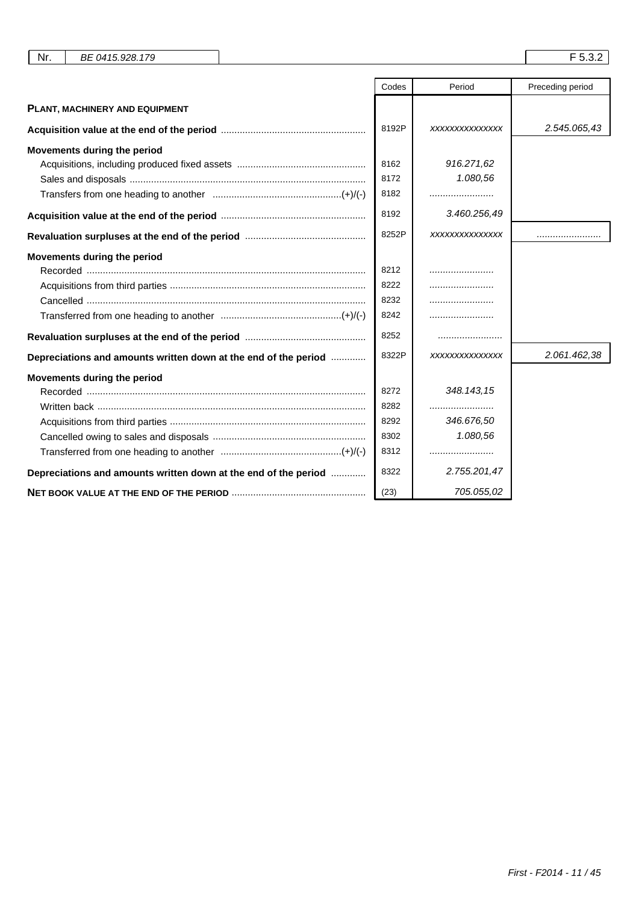| Nr. | BE 0415.928.179 | | F 5.3.2 |
|---|---|---|---|

| | Codes | Period | Preceding period |
|---|---|---|---|
| **PLANT, MACHINERY AND EQUIPMENT** | | | |
| **Acquisition value at the end of the period** | 8192P | xxxxxxxxxxxxxx | 2.545.065,43 |
| **Movements during the period** | | | |
| Acquisitions, including produced fixed assets | 8162 | 916.271,62 | |
| Sales and disposals | 8172 | 1.080,56 | |
| Transfers from one heading to another (+)/(-) | 8182 | ........................ | |
| **Acquisition value at the end of the period** | 8192 | 3.460.256,49 | |
| **Revaluation surpluses at the end of the period** | 8252P | xxxxxxxxxxxxxx | ........................ |
| **Movements during the period** | | | |
| Recorded | 8212 | ........................ | |
| Acquisitions from third parties | 8222 | ........................ | |
| Cancelled | 8232 | ........................ | |
| Transferred from one heading to another (+)/(-) | 8242 | ........................ | |
| **Revaluation surpluses at the end of the period** | 8252 | ........................ | |
| **Depreciations and amounts written down at the end of the period** | 8322P | xxxxxxxxxxxxxx | 2.061.462,38 |
| **Movements during the period** | | | |
| Recorded | 8272 | 348.143,15 | |
| Written back | 8282 | ........................ | |
| Acquisitions from third parties | 8292 | 346.676,50 | |
| Cancelled owing to sales and disposals | 8302 | 1.080,56 | |
| Transferred from one heading to another (+)/(-) | 8312 | ........................ | |
| **Depreciations and amounts written down at the end of the period** | 8322 | 2.755.201,47 | |
| **NET BOOK VALUE AT THE END OF THE PERIOD** | (23) | 705.055,02 | |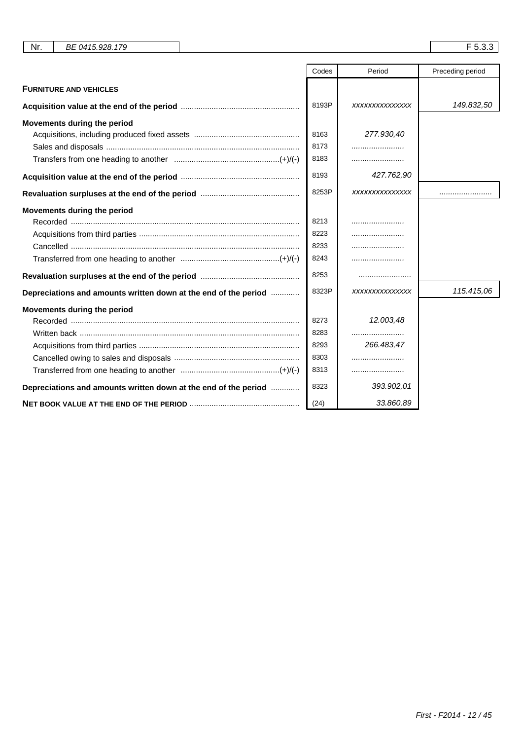| Nr. | BE 0415.928.179 | | F 5.3.3 |
|---|---|---|---|

| | Codes | Period | Preceding period |
|---|---|---|---|
| **FURNITURE AND VEHICLES** | | | |
| **Acquisition value at the end of the period** | 8193P | xxxxxxxxxxxxxx | 149.832,50 |
| **Movements during the period** | | | |
| Acquisitions, including produced fixed assets | 8163 | 277.930,40 | |
| Sales and disposals | 8173 | ........................ | |
| Transfers from one heading to another (+)/(-) | 8183 | ........................ | |
| **Acquisition value at the end of the period** | 8193 | 427.762,90 | |
| **Revaluation surpluses at the end of the period** | 8253P | xxxxxxxxxxxxxx | ........................ |
| **Movements during the period** | | | |
| Recorded | 8213 | ........................ | |
| Acquisitions from third parties | 8223 | ........................ | |
| Cancelled | 8233 | ........................ | |
| Transferred from one heading to another (+)/(-) | 8243 | ........................ | |
| **Revaluation surpluses at the end of the period** | 8253 | ........................ | |
| **Depreciations and amounts written down at the end of the period** | 8323P | xxxxxxxxxxxxxx | 115.415,06 |
| **Movements during the period** | | | |
| Recorded | 8273 | 12.003,48 | |
| Written back | 8283 | ........................ | |
| Acquisitions from third parties | 8293 | 266.483,47 | |
| Cancelled owing to sales and disposals | 8303 | ........................ | |
| Transferred from one heading to another (+)/(-) | 8313 | ........................ | |
| **Depreciations and amounts written down at the end of the period** | 8323 | 393.902,01 | |
| **NET BOOK VALUE AT THE END OF THE PERIOD** | (24) | 33.860,89 | |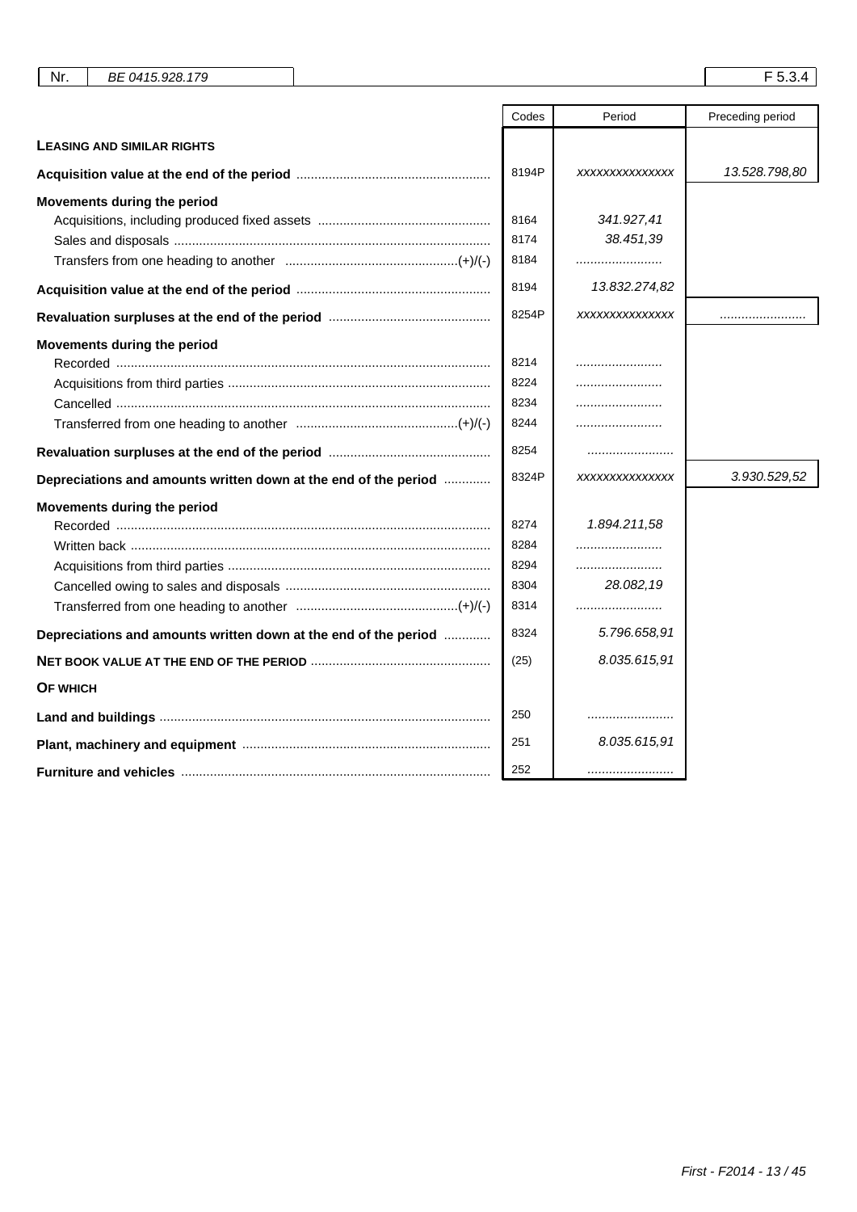| Nr. | BE 0415.928.179 | | F 5.3.4 |
|---|---|---|---|

| | Codes | Period | Preceding period |
|---|---|---|---|
| **LEASING AND SIMILAR RIGHTS** | | | |
| **Acquisition value at the end of the period** | 8194P | xxxxxxxxxxxxxx | 13.528.798,80 |
| **Movements during the period** | | | |
| Acquisitions, including produced fixed assets | 8164 | 341.927,41 | |
| Sales and disposals | 8174 | 38.451,39 | |
| Transfers from one heading to another (+)/(-) | 8184 | ........................ | |
| **Acquisition value at the end of the period** | 8194 | 13.832.274,82 | |
| **Revaluation surpluses at the end of the period** | 8254P | xxxxxxxxxxxxxx | ........................ |
| **Movements during the period** | | | |
| Recorded | 8214 | ........................ | |
| Acquisitions from third parties | 8224 | ........................ | |
| Cancelled | 8234 | ........................ | |
| Transferred from one heading to another (+)/(-) | 8244 | ........................ | |
| **Revaluation surpluses at the end of the period** | 8254 | ........................ | |
| **Depreciations and amounts written down at the end of the period** | 8324P | xxxxxxxxxxxxxx | 3.930.529,52 |
| **Movements during the period** | | | |
| Recorded | 8274 | 1.894.211,58 | |
| Written back | 8284 | ........................ | |
| Acquisitions from third parties | 8294 | ........................ | |
| Cancelled owing to sales and disposals | 8304 | 28.082,19 | |
| Transferred from one heading to another (+)/(-) | 8314 | ........................ | |
| **Depreciations and amounts written down at the end of the period** | 8324 | 5.796.658,91 | |
| **NET BOOK VALUE AT THE END OF THE PERIOD** | (25) | 8.035.615,91 | |
| **OF WHICH** | | | |
| **Land and buildings** | 250 | ........................ | |
| **Plant, machinery and equipment** | 251 | 8.035.615,91 | |
| **Furniture and vehicles** | 252 | ........................ | |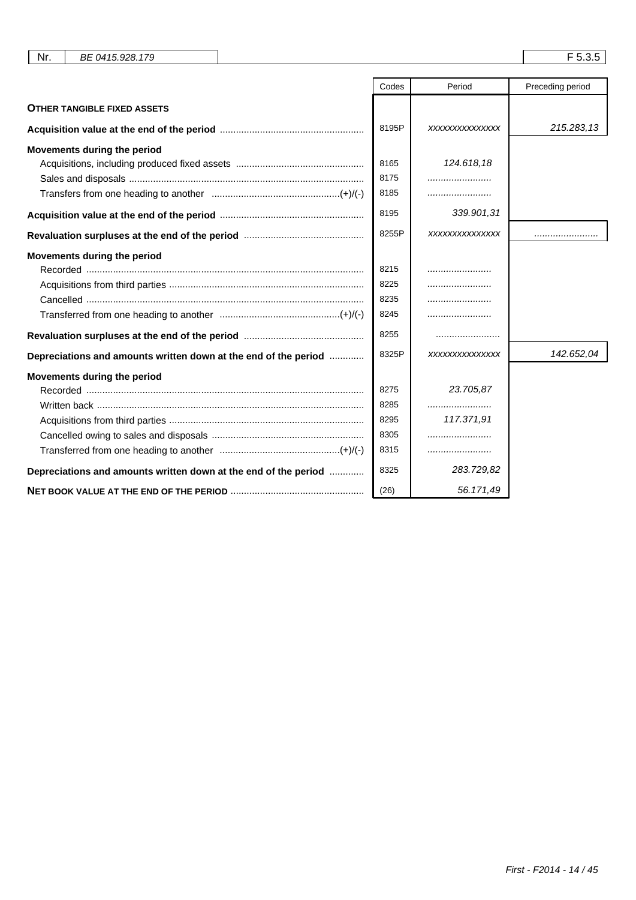| Nr. | BE 0415.928.179 | F 5.3.5 |
|---|---|---|

| | Codes | Period | Preceding period |
|---|---|---|---|
| **OTHER TANGIBLE FIXED ASSETS** | | | |
| **Acquisition value at the end of the period** | 8195P | xxxxxxxxxxxxxxx | 215.283,13 |
| **Movements during the period** | | | |
| Acquisitions, including produced fixed assets | 8165 | 124.618,18 | |
| Sales and disposals | 8175 | ........................ | |
| Transfers from one heading to another (+)/(-) | 8185 | ........................ | |
| **Acquisition value at the end of the period** | 8195 | 339.901,31 | |
| **Revaluation surpluses at the end of the period** | 8255P | xxxxxxxxxxxxxxx | ........................ |
| **Movements during the period** | | | |
| Recorded | 8215 | ........................ | |
| Acquisitions from third parties | 8225 | ........................ | |
| Cancelled | 8235 | ........................ | |
| Transferred from one heading to another (+)/(-) | 8245 | ........................ | |
| **Revaluation surpluses at the end of the period** | 8255 | ........................ | |
| **Depreciations and amounts written down at the end of the period** | 8325P | xxxxxxxxxxxxxxx | 142.652,04 |
| **Movements during the period** | | | |
| Recorded | 8275 | 23.705,87 | |
| Written back | 8285 | ........................ | |
| Acquisitions from third parties | 8295 | 117.371,91 | |
| Cancelled owing to sales and disposals | 8305 | ........................ | |
| Transferred from one heading to another (+)/(-) | 8315 | ........................ | |
| **Depreciations and amounts written down at the end of the period** | 8325 | 283.729,82 | |
| **NET BOOK VALUE AT THE END OF THE PERIOD** | (26) | 56.171,49 | |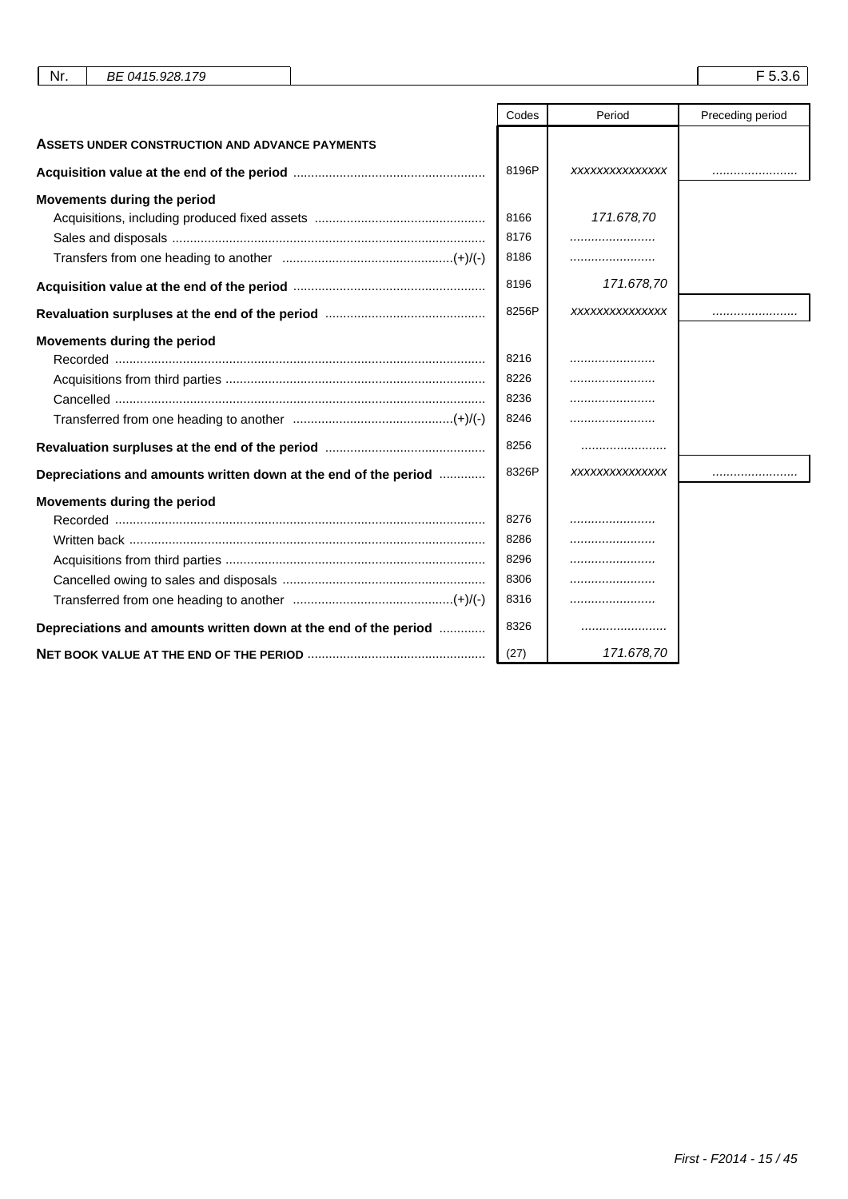| Nr. | BE 0415.928.179 | F 5.3.6 |
|---|---|---|

| | Codes | Period | Preceding period |
|---|---|---|---|
| **ASSETS UNDER CONSTRUCTION AND ADVANCE PAYMENTS** | | | |
| **Acquisition value at the end of the period** | 8196P | xxxxxxxxxxxxxxx | ........................ |
| **Movements during the period** | | | |
| Acquisitions, including produced fixed assets | 8166 | 171.678,70 | |
| Sales and disposals | 8176 | ........................ | |
| Transfers from one heading to another (+)/(-) | 8186 | ........................ | |
| **Acquisition value at the end of the period** | 8196 | 171.678,70 | |
| **Revaluation surpluses at the end of the period** | 8256P | xxxxxxxxxxxxxxx | ........................ |
| **Movements during the period** | | | |
| Recorded | 8216 | ........................ | |
| Acquisitions from third parties | 8226 | ........................ | |
| Cancelled | 8236 | ........................ | |
| Transferred from one heading to another (+)/(-) | 8246 | ........................ | |
| **Revaluation surpluses at the end of the period** | 8256 | ........................ | |
| **Depreciations and amounts written down at the end of the period** | 8326P | xxxxxxxxxxxxxxx | ........................ |
| **Movements during the period** | | | |
| Recorded | 8276 | ........................ | |
| Written back | 8286 | ........................ | |
| Acquisitions from third parties | 8296 | ........................ | |
| Cancelled owing to sales and disposals | 8306 | ........................ | |
| Transferred from one heading to another (+)/(-) | 8316 | ........................ | |
| **Depreciations and amounts written down at the end of the period** | 8326 | ........................ | |
| **NET BOOK VALUE AT THE END OF THE PERIOD** | (27) | 171.678,70 | |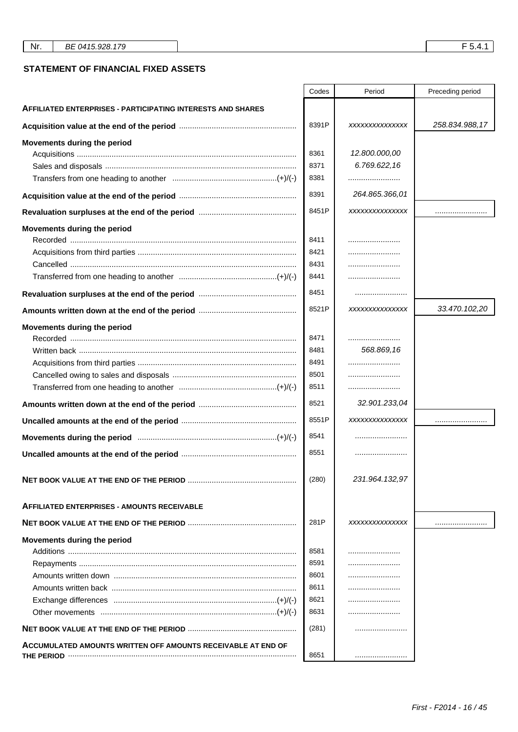| Nr. | BE 0415.928.179 | F 5.4.1 |
|---|---|---|

## STATEMENT OF FINANCIAL FIXED ASSETS

| | Codes | Period | Preceding period |
|---|---|---|---|
| **AFFILIATED ENTERPRISES - PARTICIPATING INTERESTS AND SHARES** | | | |
| **Acquisition value at the end of the period** | 8391P | xxxxxxxxxxxxxxx | 258.834.988,17 |
| **Movements during the period** | | | |
| Acquisitions | 8361 | 12.800.000,00 | |
| Sales and disposals | 8371 | 6.769.622,16 | |
| Transfers from one heading to another (+)/(-) | 8381 | ........................ | |
| **Acquisition value at the end of the period** | 8391 | 264.865.366,01 | |
| **Revaluation surpluses at the end of the period** | 8451P | xxxxxxxxxxxxxxx | ........................ |
| **Movements during the period** | | | |
| Recorded | 8411 | ........................ | |
| Acquisitions from third parties | 8421 | ........................ | |
| Cancelled | 8431 | ........................ | |
| Transferred from one heading to another (+)/(-) | 8441 | ........................ | |
| **Revaluation surpluses at the end of the period** | 8451 | ........................ | |
| **Amounts written down at the end of the period** | 8521P | xxxxxxxxxxxxxxx | 33.470.102,20 |
| **Movements during the period** | | | |
| Recorded | 8471 | ........................ | |
| Written back | 8481 | 568.869,16 | |
| Acquisitions from third parties | 8491 | ........................ | |
| Cancelled owing to sales and disposals | 8501 | ........................ | |
| Transferred from one heading to another (+)/(-) | 8511 | ........................ | |
| **Amounts written down at the end of the period** | 8521 | 32.901.233,04 | |
| **Uncalled amounts at the end of the period** | 8551P | xxxxxxxxxxxxxxx | ........................ |
| **Movements during the period** (+)/(-) | 8541 | ........................ | |
| **Uncalled amounts at the end of the period** | 8551 | ........................ | |
| **NET BOOK VALUE AT THE END OF THE PERIOD** | (280) | 231.964.132,97 | |
| **AFFILIATED ENTERPRISES - AMOUNTS RECEIVABLE** | | | |
| **NET BOOK VALUE AT THE END OF THE PERIOD** | 281P | xxxxxxxxxxxxxxx | ........................ |
| **Movements during the period** | | | |
| Additions | 8581 | ........................ | |
| Repayments | 8591 | ........................ | |
| Amounts written down | 8601 | ........................ | |
| Amounts written back | 8611 | ........................ | |
| Exchange differences (+)/(-) | 8621 | ........................ | |
| Other movements (+)/(-) | 8631 | ........................ | |
| **NET BOOK VALUE AT THE END OF THE PERIOD** | (281) | ........................ | |
| **ACCUMULATED AMOUNTS WRITTEN OFF AMOUNTS RECEIVABLE AT END OF THE PERIOD** | 8651 | ........................ | |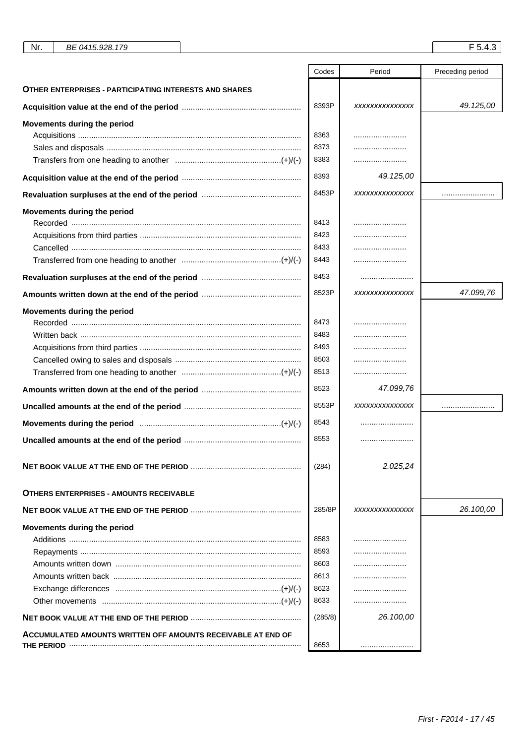| Nr. | BE 0415.928.179 | | F 5.4.3 |
|---|---|---|---|

| | Codes | Period | Preceding period |
|---|---|---|---|
| **OTHER ENTERPRISES - PARTICIPATING INTERESTS AND SHARES** | | | |
| **Acquisition value at the end of the period** | 8393P | xxxxxxxxxxxxxxx | 49.125,00 |
| **Movements during the period** | | | |
| Acquisitions | 8363 | ........................ | |
| Sales and disposals | 8373 | ........................ | |
| Transfers from one heading to another (+)/(-) | 8383 | ........................ | |
| **Acquisition value at the end of the period** | 8393 | 49.125,00 | |
| **Revaluation surpluses at the end of the period** | 8453P | xxxxxxxxxxxxxxx | ........................ |
| **Movements during the period** | | | |
| Recorded | 8413 | ........................ | |
| Acquisitions from third parties | 8423 | ........................ | |
| Cancelled | 8433 | ........................ | |
| Transferred from one heading to another (+)/(-) | 8443 | ........................ | |
| **Revaluation surpluses at the end of the period** | 8453 | ........................ | |
| **Amounts written down at the end of the period** | 8523P | xxxxxxxxxxxxxxx | 47.099,76 |
| **Movements during the period** | | | |
| Recorded | 8473 | ........................ | |
| Written back | 8483 | ........................ | |
| Acquisitions from third parties | 8493 | ........................ | |
| Cancelled owing to sales and disposals | 8503 | ........................ | |
| Transferred from one heading to another (+)/(-) | 8513 | ........................ | |
| **Amounts written down at the end of the period** | 8523 | 47.099,76 | |
| **Uncalled amounts at the end of the period** | 8553P | xxxxxxxxxxxxxxx | ........................ |
| **Movements during the period** (+)/(-) | 8543 | ........................ | |
| **Uncalled amounts at the end of the period** | 8553 | ........................ | |
| **NET BOOK VALUE AT THE END OF THE PERIOD** | (284) | 2.025,24 | |
| **OTHERS ENTERPRISES - AMOUNTS RECEIVABLE** | | | |
| **NET BOOK VALUE AT THE END OF THE PERIOD** | 285/8P | xxxxxxxxxxxxxxx | 26.100,00 |
| **Movements during the period** | | | |
| Additions | 8583 | ........................ | |
| Repayments | 8593 | ........................ | |
| Amounts written down | 8603 | ........................ | |
| Amounts written back | 8613 | ........................ | |
| Exchange differences (+)/(-) | 8623 | ........................ | |
| Other movements (+)/(-) | 8633 | ........................ | |
| **NET BOOK VALUE AT THE END OF THE PERIOD** | (285/8) | 26.100,00 | |
| **ACCUMULATED AMOUNTS WRITTEN OFF AMOUNTS RECEIVABLE AT END OF THE PERIOD** | 8653 | ........................ | |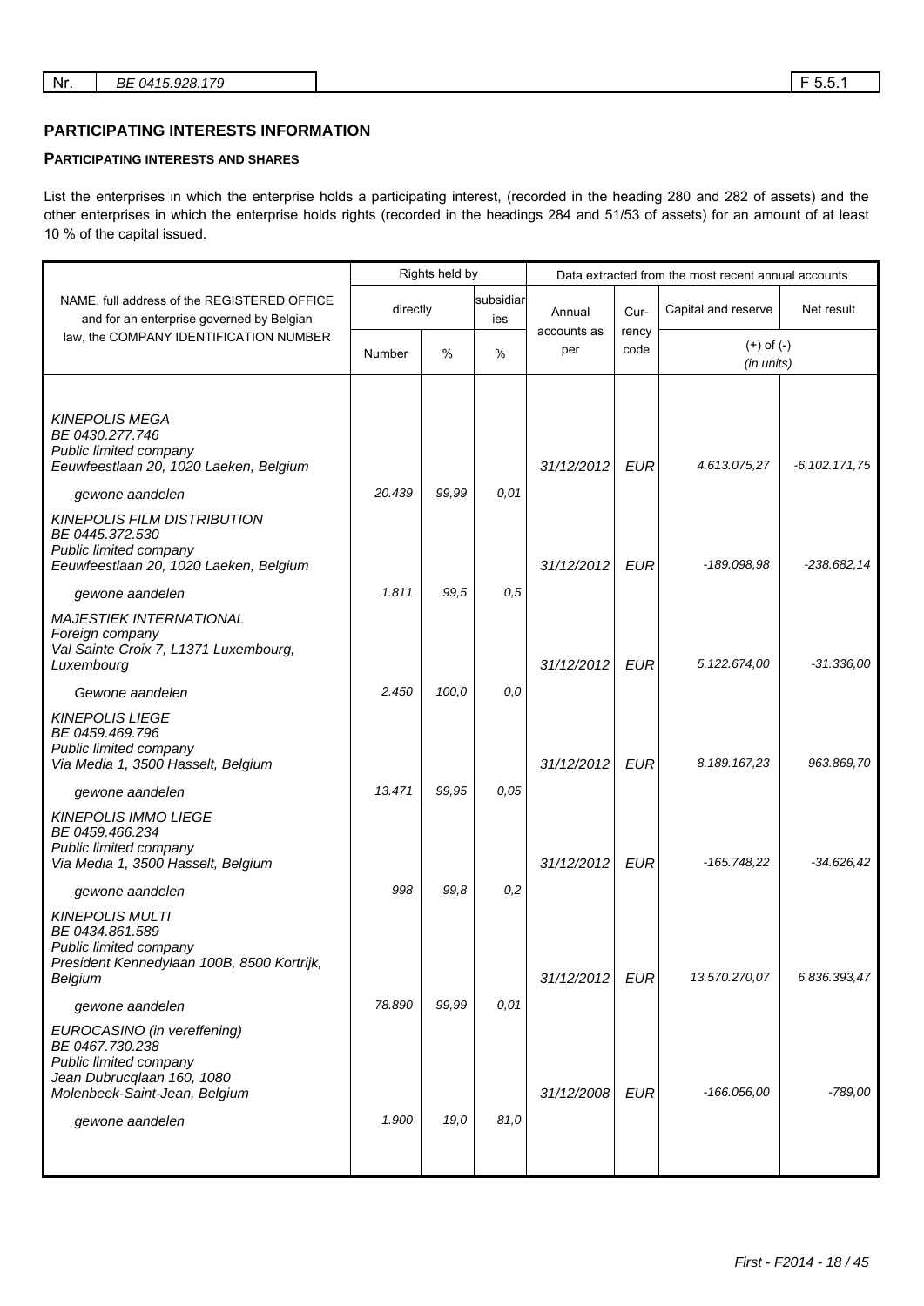| Nr. | BE 0415.928.179 | F 5.5.1 |
|---|---|---|

## PARTICIPATING INTERESTS INFORMATION

### PARTICIPATING INTERESTS AND SHARES

List the enterprises in which the enterprise holds a participating interest, (recorded in the heading 280 and 282 of assets) and the other enterprises in which the enterprise holds rights (recorded in the headings 284 and 51/53 of assets) for an amount of at least 10 % of the capital issued.

| NAME, full address of the REGISTERED OFFICE and for an enterprise governed by Belgian law, the COMPANY IDENTIFICATION NUMBER | Rights held by | | | Data extracted from the most recent annual accounts | | | |
|---|---|---|---|---|---|---|---|
| | directly | | subsidiaries | Annual accounts as per | Currency code | Capital and reserve | Net result |
| | Number | % | % | | | (+) of (-) (in units) | |
| *KINEPOLIS MEGA*<br>*BE 0430.277.746*<br>*Public limited company*<br>*Eeuwfeestlaan 20, 1020 Laeken, Belgium* | | | | *31/12/2012* | *EUR* | *4.613.075,27* | *-6.102.171,75* |
| *gewone aandelen* | *20.439* | *99,99* | *0,01* | | | | |
| *KINEPOLIS FILM DISTRIBUTION*<br>*BE 0445.372.530*<br>*Public limited company*<br>*Eeuwfeestlaan 20, 1020 Laeken, Belgium* | | | | *31/12/2012* | *EUR* | *-189.098,98* | *-238.682,14* |
| *gewone aandelen* | *1.811* | *99,5* | *0,5* | | | | |
| *MAJESTIEK INTERNATIONAL*<br>*Foreign company*<br>*Val Sainte Croix 7, L1371 Luxembourg, Luxembourg* | | | | *31/12/2012* | *EUR* | *5.122.674,00* | *-31.336,00* |
| *Gewone aandelen* | *2.450* | *100,0* | *0,0* | | | | |
| *KINEPOLIS LIEGE*<br>*BE 0459.469.796*<br>*Public limited company*<br>*Via Media 1, 3500 Hasselt, Belgium* | | | | *31/12/2012* | *EUR* | *8.189.167,23* | *963.869,70* |
| *gewone aandelen* | *13.471* | *99,95* | *0,05* | | | | |
| *KINEPOLIS IMMO LIEGE*<br>*BE 0459.466.234*<br>*Public limited company*<br>*Via Media 1, 3500 Hasselt, Belgium* | | | | *31/12/2012* | *EUR* | *-165.748,22* | *-34.626,42* |
| *gewone aandelen* | *998* | *99,8* | *0,2* | | | | |
| *KINEPOLIS MULTI*<br>*BE 0434.861.589*<br>*Public limited company*<br>*President Kennedylaan 100B, 8500 Kortrijk, Belgium* | | | | *31/12/2012* | *EUR* | *13.570.270,07* | *6.836.393,47* |
| *gewone aandelen* | *78.890* | *99,99* | *0,01* | | | | |
| *EUROCASINO (in vereffening)*<br>*BE 0467.730.238*<br>*Public limited company*<br>*Jean Dubrucqlaan 160, 1080 Molenbeek-Saint-Jean, Belgium* | | | | *31/12/2008* | *EUR* | *-166.056,00* | *-789,00* |
| *gewone aandelen* | *1.900* | *19,0* | *81,0* | | | | |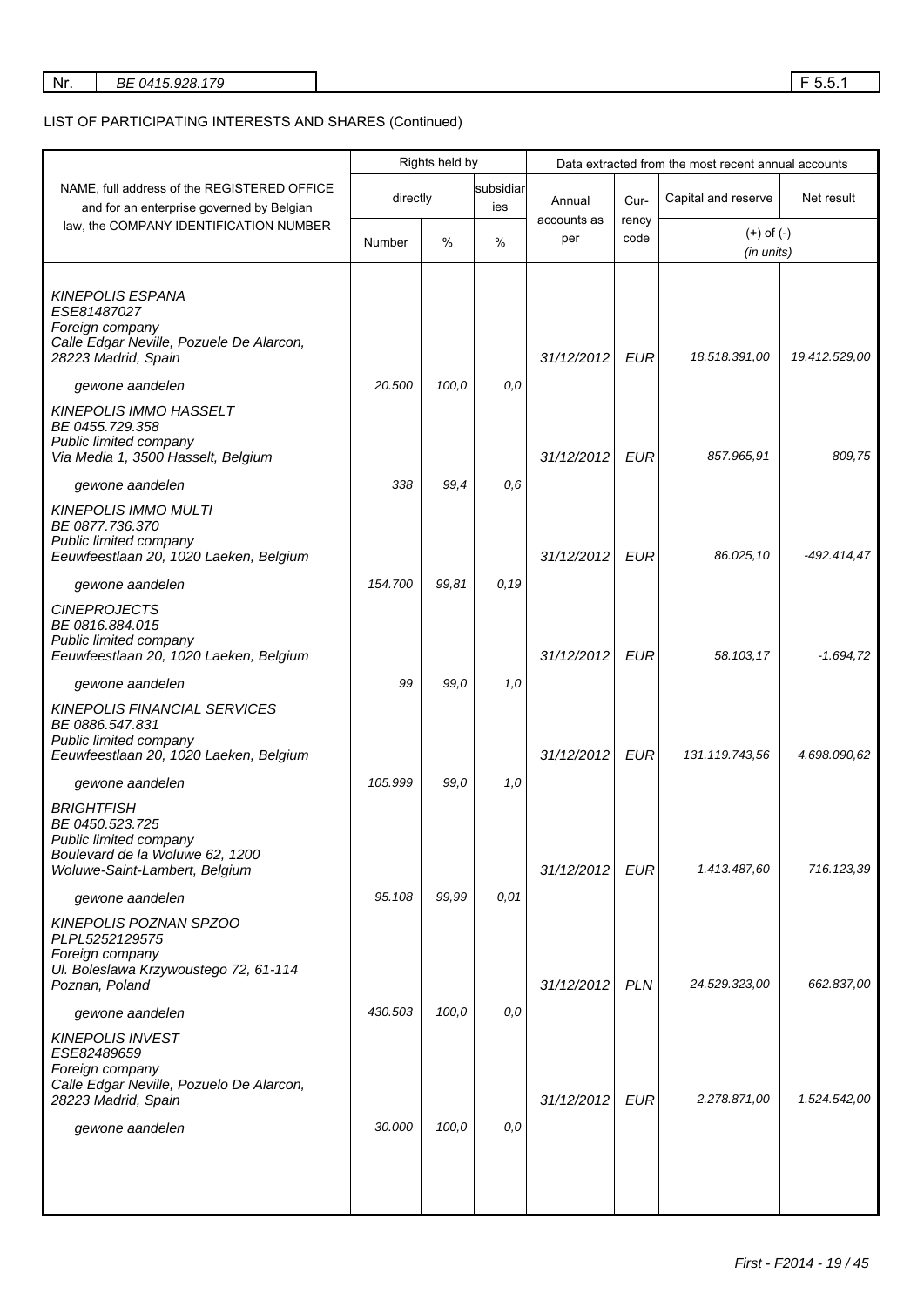| Nr. | BE 0415.928.179 | F 5.5.1 |
|---|---|---|

LIST OF PARTICIPATING INTERESTS AND SHARES (Continued)

| NAME, full address of the REGISTERED OFFICE and for an enterprise governed by Belgian law, the COMPANY IDENTIFICATION NUMBER | Rights held by | | | Data extracted from the most recent annual accounts | | | |
|---|---|---|---|---|---|---|---|
| | directly | | subsidiaries | Annual accounts as per | Currency code | Capital and reserve | Net result |
| | Number | % | % | | | (+) of (-) (in units) | |
| *KINEPOLIS ESPANA* *ESE81487027* *Foreign company* *Calle Edgar Neville, Pozuele De Alarcon, 28223 Madrid, Spain* | | | | *31/12/2012* | *EUR* | *18.518.391,00* | *19.412.529,00* |
| *gewone aandelen* | *20.500* | *100,0* | *0,0* | | | | |
| *KINEPOLIS IMMO HASSELT* *BE 0455.729.358* *Public limited company* *Via Media 1, 3500 Hasselt, Belgium* | | | | *31/12/2012* | *EUR* | *857.965,91* | *809,75* |
| *gewone aandelen* | *338* | *99,4* | *0,6* | | | | |
| *KINEPOLIS IMMO MULTI* *BE 0877.736.370* *Public limited company* *Eeuwfeestlaan 20, 1020 Laeken, Belgium* | | | | *31/12/2012* | *EUR* | *86.025,10* | *-492.414,47* |
| *gewone aandelen* | *154.700* | *99,81* | *0,19* | | | | |
| *CINEPROJECTS* *BE 0816.884.015* *Public limited company* *Eeuwfeestlaan 20, 1020 Laeken, Belgium* | | | | *31/12/2012* | *EUR* | *58.103,17* | *-1.694,72* |
| *gewone aandelen* | *99* | *99,0* | *1,0* | | | | |
| *KINEPOLIS FINANCIAL SERVICES* *BE 0886.547.831* *Public limited company* *Eeuwfeestlaan 20, 1020 Laeken, Belgium* | | | | *31/12/2012* | *EUR* | *131.119.743,56* | *4.698.090,62* |
| *gewone aandelen* | *105.999* | *99,0* | *1,0* | | | | |
| *BRIGHTFISH* *BE 0450.523.725* *Public limited company* *Boulevard de la Woluwe 62, 1200 Woluwe-Saint-Lambert, Belgium* | | | | *31/12/2012* | *EUR* | *1.413.487,60* | *716.123,39* |
| *gewone aandelen* | *95.108* | *99,99* | *0,01* | | | | |
| *KINEPOLIS POZNAN SPZOO* *PLPL5252129575* *Foreign company* *Ul. Boleslawa Krzywoustego 72, 61-114 Poznan, Poland* | | | | *31/12/2012* | *PLN* | *24.529.323,00* | *662.837,00* |
| *gewone aandelen* | *430.503* | *100,0* | *0,0* | | | | |
| *KINEPOLIS INVEST* *ESE82489659* *Foreign company* *Calle Edgar Neville, Pozuelo De Alarcon, 28223 Madrid, Spain* | | | | *31/12/2012* | *EUR* | *2.278.871,00* | *1.524.542,00* |
| *gewone aandelen* | *30.000* | *100,0* | *0,0* | | | | |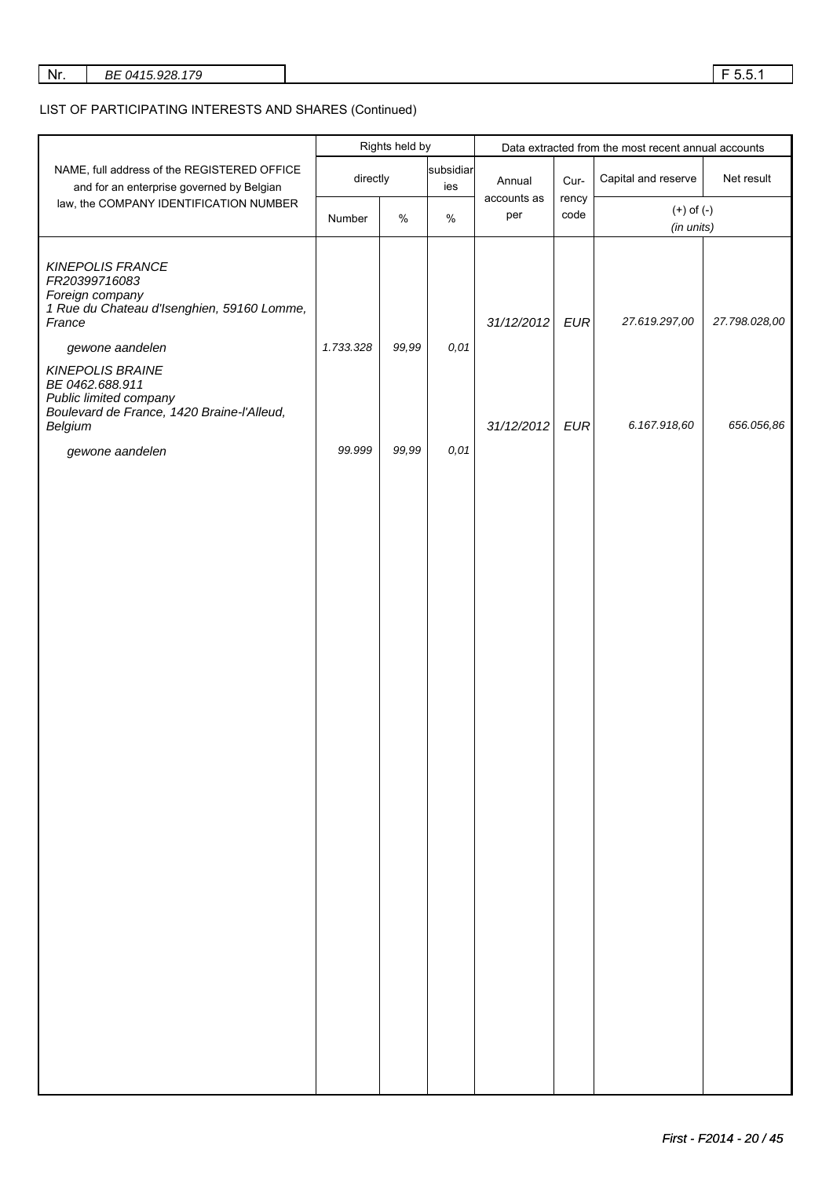| Nr. | BE 0415.928.179 | F 5.5.1 |
|---|---|---|

LIST OF PARTICIPATING INTERESTS AND SHARES (Continued)

| NAME, full address of the REGISTERED OFFICE and for an enterprise governed by Belgian law, the COMPANY IDENTIFICATION NUMBER | Rights held by | | | Data extracted from the most recent annual accounts | | | |
|---|---|---|---|---|---|---|---|
| | directly | | subsidiaries | Annual accounts as per | Currency code | Capital and reserve | Net result |
| | Number | % | % | | | (+) of (-) (in units) | |
| *KINEPOLIS FRANCE*<br>*FR20399716083*<br>*Foreign company*<br>*1 Rue du Chateau d'Isenghien, 59160 Lomme, France* | | | | *31/12/2012* | *EUR* | *27.619.297,00* | *27.798.028,00* |
| *gewone aandelen* | *1.733.328* | *99,99* | *0,01* | | | | |
| *KINEPOLIS BRAINE*<br>*BE 0462.688.911*<br>*Public limited company*<br>*Boulevard de France, 1420 Braine-l'Alleud, Belgium* | | | | *31/12/2012* | *EUR* | *6.167.918,60* | *656.056,86* |
| *gewone aandelen* | *99.999* | *99,99* | *0,01* | | | | |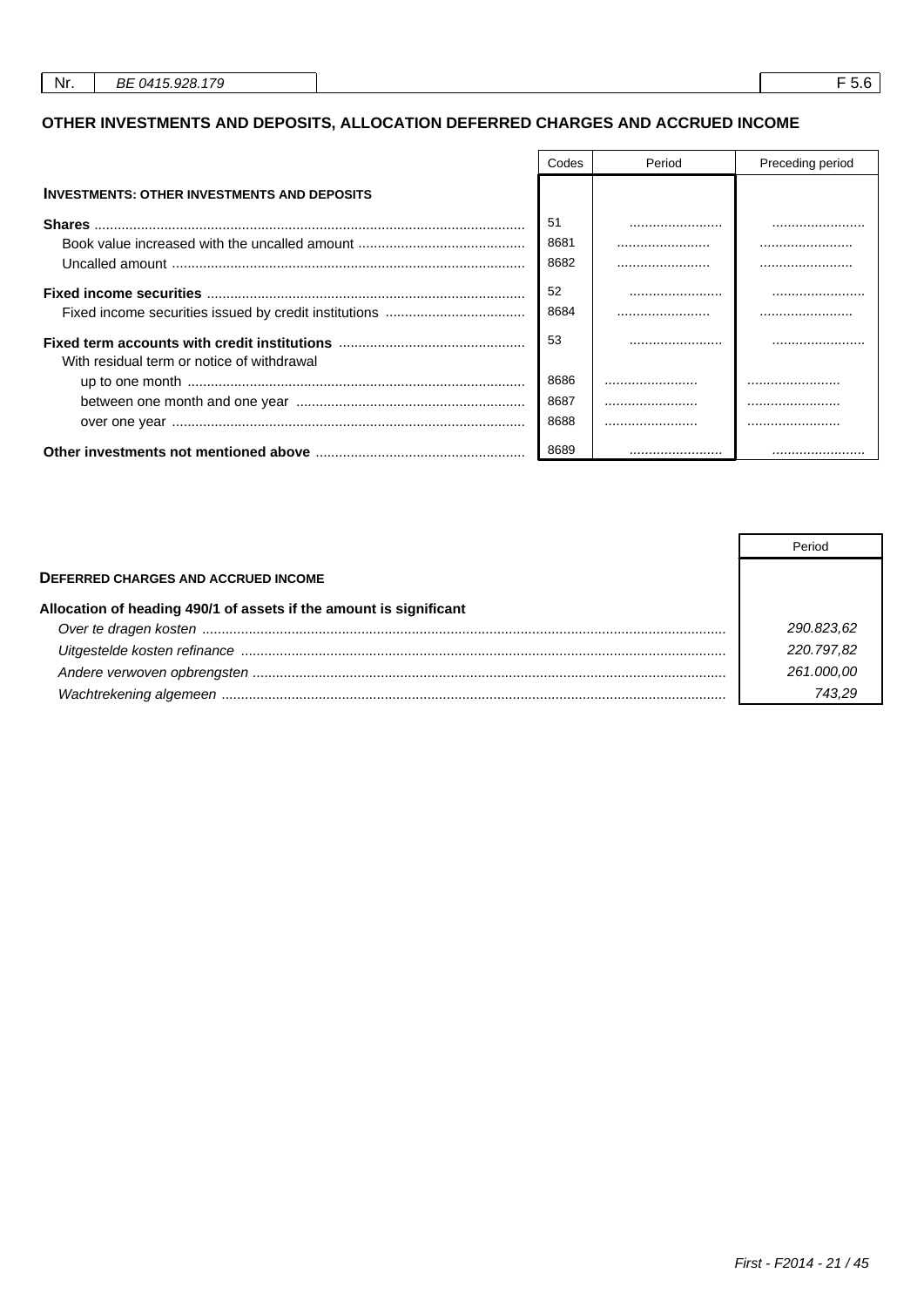| Nr. | BE 0415.928.179 | | F 5.6 |
|---|---|---|---|

## OTHER INVESTMENTS AND DEPOSITS, ALLOCATION DEFERRED CHARGES AND ACCRUED INCOME

| | Codes | Period | Preceding period |
|---|---|---|---|
| **INVESTMENTS: OTHER INVESTMENTS AND DEPOSITS** | | | |
| **Shares** | 51 | ........................ | ........................ |
| Book value increased with the uncalled amount | 8681 | ........................ | ........................ |
| Uncalled amount | 8682 | ........................ | ........................ |
| **Fixed income securities** | 52 | ........................ | ........................ |
| Fixed income securities issued by credit institutions | 8684 | ........................ | ........................ |
| **Fixed term accounts with credit institutions** | 53 | ........................ | ........................ |
| With residual term or notice of withdrawal | | | |
| up to one month | 8686 | ........................ | ........................ |
| between one month and one year | 8687 | ........................ | ........................ |
| over one year | 8688 | ........................ | ........................ |
| **Other investments not mentioned above** | 8689 | ........................ | ........................ |

| | Period |
|---|---|
| **DEFERRED CHARGES AND ACCRUED INCOME** | |
| **Allocation of heading 490/1 of assets if the amount is significant** | |
| *Over te dragen kosten* | *290.823,62* |
| *Uitgestelde kosten refinance* | *220.797,82* |
| *Andere verwoven opbrengsten* | *261.000,00* |
| *Wachtrekening algemeen* | *743,29* |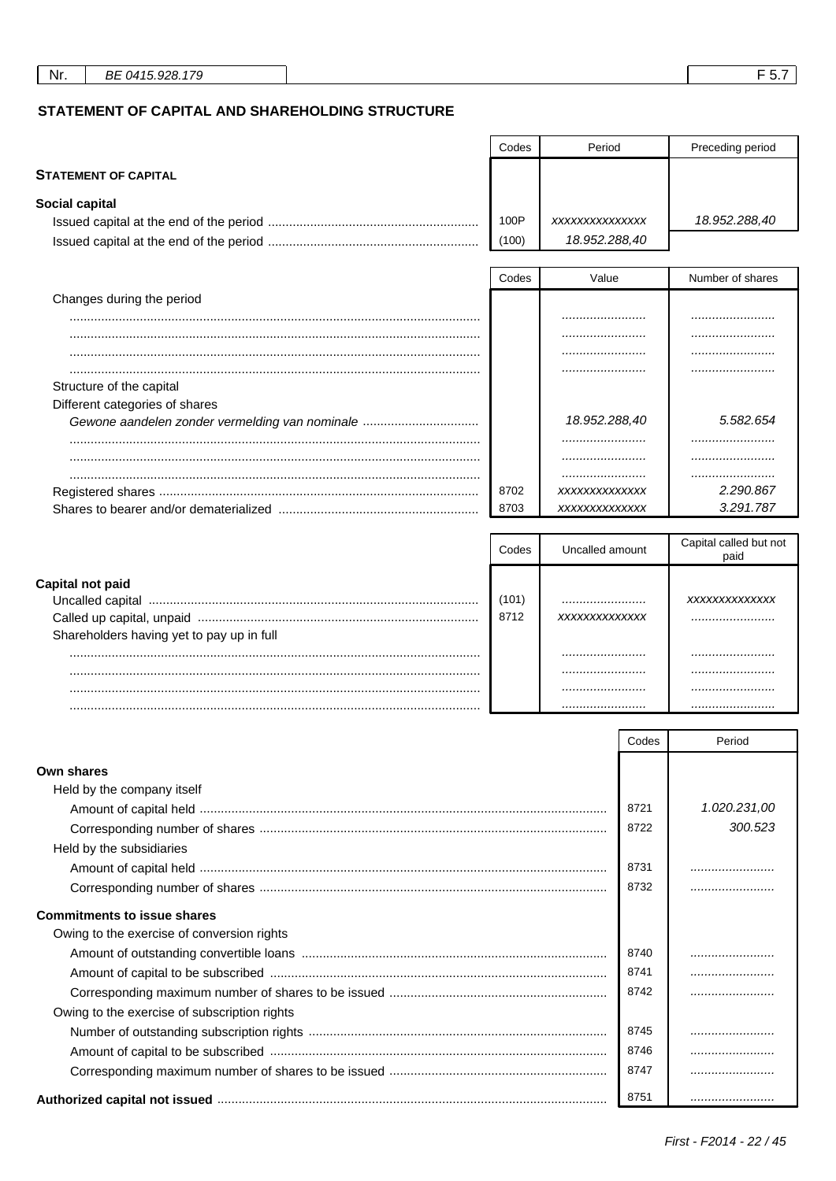Nr. BE 0415.928.179 F 5.7

## STATEMENT OF CAPITAL AND SHAREHOLDING STRUCTURE

| | Codes | Period | Preceding period |
|---|---|---|---|
| **STATEMENT OF CAPITAL** | | | |
| **Social capital** | | | |
| Issued capital at the end of the period | 100P | *xxxxxxxxxxxxxx* | *18.952.288,40* |
| Issued capital at the end of the period | (100) | *18.952.288,40* | |

| | Codes | Value | Number of shares |
|---|---|---|---|
| Changes during the period | | | |
| ................................ | | ........................ | ........................ |
| ................................ | | ........................ | ........................ |
| ................................ | | ........................ | ........................ |
| ................................ | | ........................ | ........................ |
| Structure of the capital | | | |
| Different categories of shares | | | |
| *Gewone aandelen zonder vermelding van nominale* | | *18.952.288,40* | *5.582.654* |
| ................................ | | ........................ | ........................ |
| ................................ | | ........................ | ........................ |
| ................................ | | ........................ | ........................ |
| Registered shares | 8702 | *xxxxxxxxxxxxx* | *2.290.867* |
| Shares to bearer and/or dematerialized | 8703 | *xxxxxxxxxxxxx* | *3.291.787* |

| | Codes | Uncalled amount | Capital called but not paid |
|---|---|---|---|
| **Capital not paid** | | | |
| Uncalled capital | (101) | ........................ | *xxxxxxxxxxxxx* |
| Called up capital, unpaid | 8712 | *xxxxxxxxxxxxx* | ........................ |
| Shareholders having yet to pay up in full | | | |
| ................................ | | ........................ | ........................ |
| ................................ | | ........................ | ........................ |
| ................................ | | ........................ | ........................ |
| ................................ | | ........................ | ........................ |

| | Codes | Period |
|---|---|---|
| **Own shares** | | |
| Held by the company itself | | |
| Amount of capital held | 8721 | *1.020.231,00* |
| Corresponding number of shares | 8722 | *300.523* |
| Held by the subsidiaries | | |
| Amount of capital held | 8731 | ........................ |
| Corresponding number of shares | 8732 | ........................ |
| **Commitments to issue shares** | | |
| Owing to the exercise of conversion rights | | |
| Amount of outstanding convertible loans | 8740 | ........................ |
| Amount of capital to be subscribed | 8741 | ........................ |
| Corresponding maximum number of shares to be issued | 8742 | ........................ |
| Owing to the exercise of subscription rights | | |
| Number of outstanding subscription rights | 8745 | ........................ |
| Amount of capital to be subscribed | 8746 | ........................ |
| Corresponding maximum number of shares to be issued | 8747 | ........................ |
| **Authorized capital not issued** | 8751 | ........................ |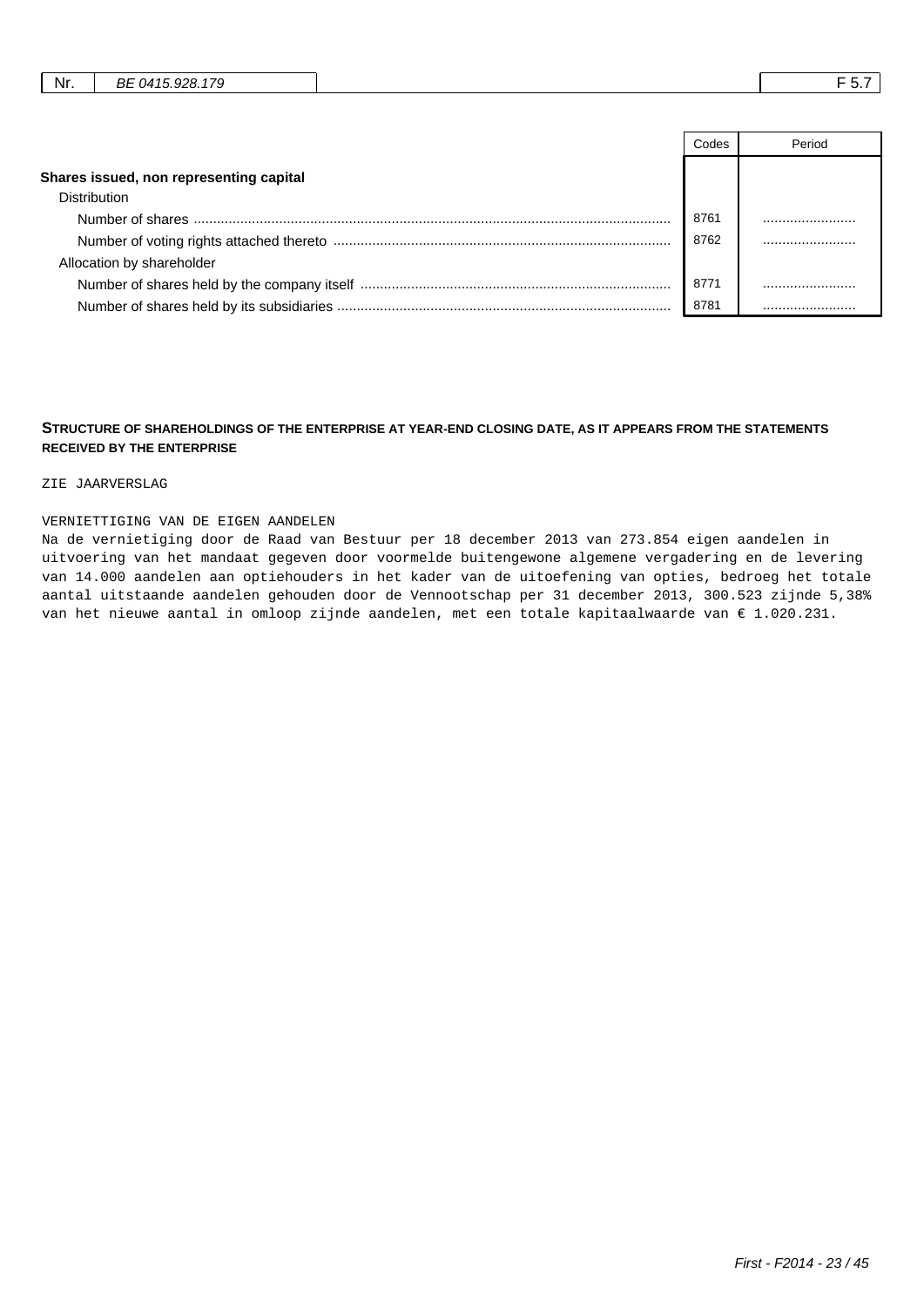| | Codes | Period |
|---|---|---|
| **Shares issued, non representing capital** | | |
| Distribution | | |
| Number of shares | 8761 | ........................ |
| Number of voting rights attached thereto | 8762 | ........................ |
| Allocation by shareholder | | |
| Number of shares held by the company itself | 8771 | ........................ |
| Number of shares held by its subsidiaries | 8781 | ........................ |

**STRUCTURE OF SHAREHOLDINGS OF THE ENTERPRISE AT YEAR-END CLOSING DATE, AS IT APPEARS FROM THE STATEMENTS RECEIVED BY THE ENTERPRISE**

ZIE JAARVERSLAG

VERNIETTIGING VAN DE EIGEN AANDELEN
Na de vernietiging door de Raad van Bestuur per 18 december 2013 van 273.854 eigen aandelen in uitvoering van het mandaat gegeven door voormelde buitengewone algemene vergadering en de levering van 14.000 aandelen aan optiehouders in het kader van de uitoefening van opties, bedroeg het totale aantal uitstaande aandelen gehouden door de Vennootschap per 31 december 2013, 300.523 zijnde 5,38% van het nieuwe aantal in omloop zijnde aandelen, met een totale kapitaalwaarde van € 1.020.231.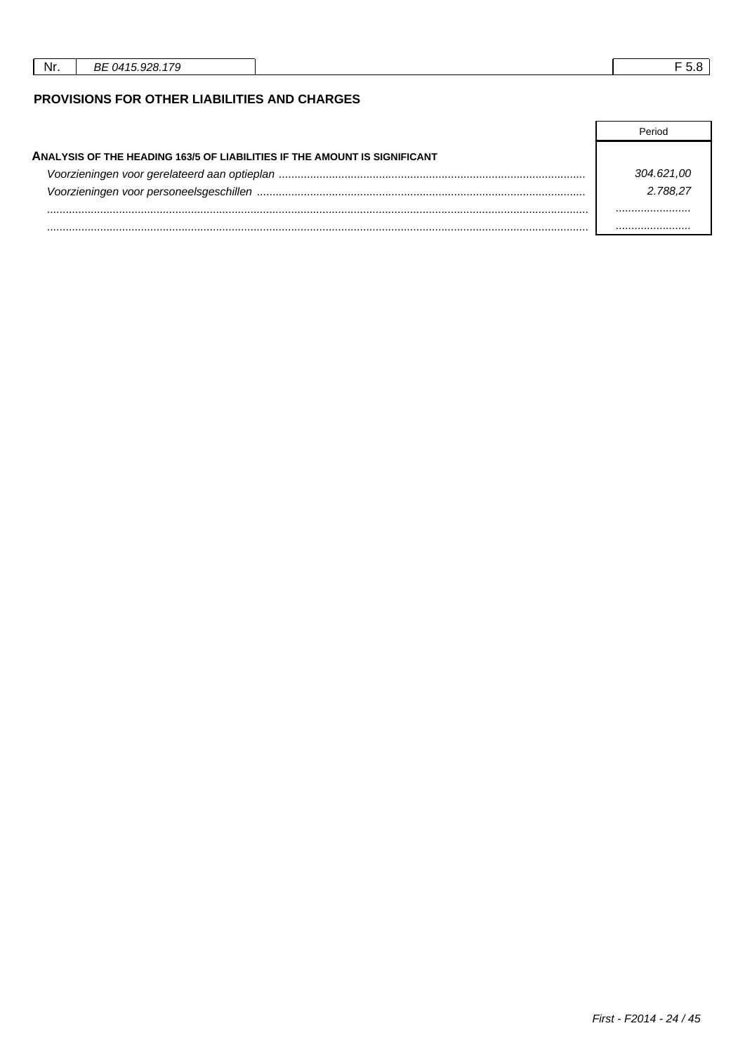| Nr. | BE 0415.928.179 | F 5.8 |
|---|---|---|

## PROVISIONS FOR OTHER LIABILITIES AND CHARGES

| | Period |
|---|---|
| **ANALYSIS OF THE HEADING 163/5 OF LIABILITIES IF THE AMOUNT IS SIGNIFICANT** | |
| *Voorzieningen voor gerelateerd aan optieplan* | *304.621,00* |
| *Voorzieningen voor personeelsgeschillen* | *2.788,27* |
| ........................................ | ........................ |
| ........................................ | ........................ |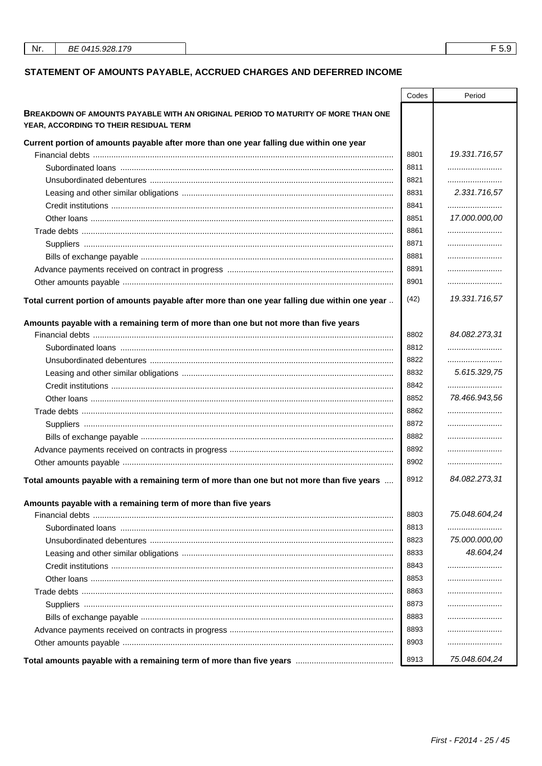| Nr. | BE 0415.928.179 | F 5.9 |
|---|---|---|

## STATEMENT OF AMOUNTS PAYABLE, ACCRUED CHARGES AND DEFERRED INCOME

| | Codes | Period |
|---|---|---|
| **BREAKDOWN OF AMOUNTS PAYABLE WITH AN ORIGINAL PERIOD TO MATURITY OF MORE THAN ONE YEAR, ACCORDING TO THEIR RESIDUAL TERM** | | |
| **Current portion of amounts payable after more than one year falling due within one year** | | |
| Financial debts | 8801 | 19.331.716,57 |
| Subordinated loans | 8811 | ........................ |
| Unsubordinated debentures | 8821 | ........................ |
| Leasing and other similar obligations | 8831 | 2.331.716,57 |
| Credit institutions | 8841 | ........................ |
| Other loans | 8851 | 17.000.000,00 |
| Trade debts | 8861 | ........................ |
| Suppliers | 8871 | ........................ |
| Bills of exchange payable | 8881 | ........................ |
| Advance payments received on contract in progress | 8891 | ........................ |
| Other amounts payable | 8901 | ........................ |
| **Total current portion of amounts payable after more than one year falling due within one year** | (42) | 19.331.716,57 |
| **Amounts payable with a remaining term of more than one but not more than five years** | | |
| Financial debts | 8802 | 84.082.273,31 |
| Subordinated loans | 8812 | ........................ |
| Unsubordinated debentures | 8822 | ........................ |
| Leasing and other similar obligations | 8832 | 5.615.329,75 |
| Credit institutions | 8842 | ........................ |
| Other loans | 8852 | 78.466.943,56 |
| Trade debts | 8862 | ........................ |
| Suppliers | 8872 | ........................ |
| Bills of exchange payable | 8882 | ........................ |
| Advance payments received on contracts in progress | 8892 | ........................ |
| Other amounts payable | 8902 | ........................ |
| **Total amounts payable with a remaining term of more than one but not more than five years** | 8912 | 84.082.273,31 |
| **Amounts payable with a remaining term of more than five years** | | |
| Financial debts | 8803 | 75.048.604,24 |
| Subordinated loans | 8813 | ........................ |
| Unsubordinated debentures | 8823 | 75.000.000,00 |
| Leasing and other similar obligations | 8833 | 48.604,24 |
| Credit institutions | 8843 | ........................ |
| Other loans | 8853 | ........................ |
| Trade debts | 8863 | ........................ |
| Suppliers | 8873 | ........................ |
| Bills of exchange payable | 8883 | ........................ |
| Advance payments received on contracts in progress | 8893 | ........................ |
| Other amounts payable | 8903 | ........................ |
| **Total amounts payable with a remaining term of more than five years** | 8913 | 75.048.604,24 |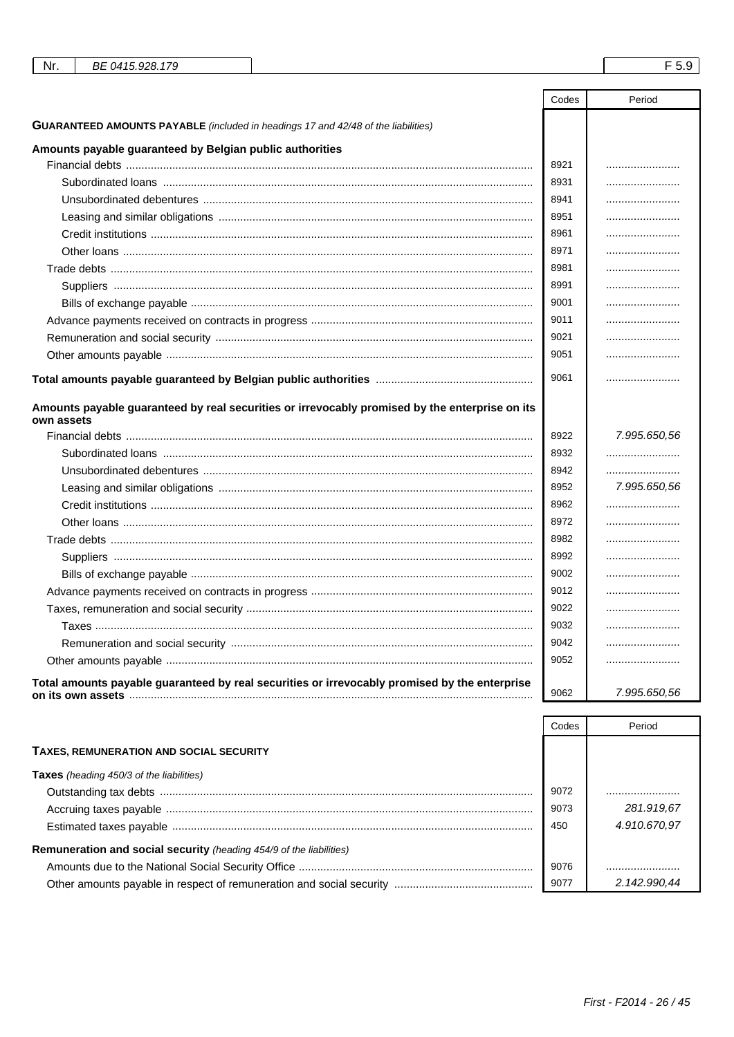| Nr. | BE 0415.928.179 | F 5.9 |
|---|---|---|

| | Codes | Period |
|---|---|---|
| **GUARANTEED AMOUNTS PAYABLE** *(included in headings 17 and 42/48 of the liabilities)* | | |
| **Amounts payable guaranteed by Belgian public authorities** | | |
| Financial debts | 8921 | ........................ |
| Subordinated loans | 8931 | ........................ |
| Unsubordinated debentures | 8941 | ........................ |
| Leasing and similar obligations | 8951 | ........................ |
| Credit institutions | 8961 | ........................ |
| Other loans | 8971 | ........................ |
| Trade debts | 8981 | ........................ |
| Suppliers | 8991 | ........................ |
| Bills of exchange payable | 9001 | ........................ |
| Advance payments received on contracts in progress | 9011 | ........................ |
| Remuneration and social security | 9021 | ........................ |
| Other amounts payable | 9051 | ........................ |
| **Total amounts payable guaranteed by Belgian public authorities** | 9061 | ........................ |
| **Amounts payable guaranteed by real securities or irrevocably promised by the enterprise on its own assets** | | |
| Financial debts | 8922 | *7.995.650,56* |
| Subordinated loans | 8932 | ........................ |
| Unsubordinated debentures | 8942 | ........................ |
| Leasing and similar obligations | 8952 | *7.995.650,56* |
| Credit institutions | 8962 | ........................ |
| Other loans | 8972 | ........................ |
| Trade debts | 8982 | ........................ |
| Suppliers | 8992 | ........................ |
| Bills of exchange payable | 9002 | ........................ |
| Advance payments received on contracts in progress | 9012 | ........................ |
| Taxes, remuneration and social security | 9022 | ........................ |
| Taxes | 9032 | ........................ |
| Remuneration and social security | 9042 | ........................ |
| Other amounts payable | 9052 | ........................ |
| **Total amounts payable guaranteed by real securities or irrevocably promised by the enterprise on its own assets** | 9062 | *7.995.650,56* |

| | Codes | Period |
|---|---|---|
| **TAXES, REMUNERATION AND SOCIAL SECURITY** | | |
| **Taxes** *(heading 450/3 of the liabilities)* | | |
| Outstanding tax debts | 9072 | ........................ |
| Accruing taxes payable | 9073 | *281.919,67* |
| Estimated taxes payable | 450 | *4.910.670,97* |
| **Remuneration and social security** *(heading 454/9 of the liabilities)* | | |
| Amounts due to the National Social Security Office | 9076 | ........................ |
| Other amounts payable in respect of remuneration and social security | 9077 | *2.142.990,44* |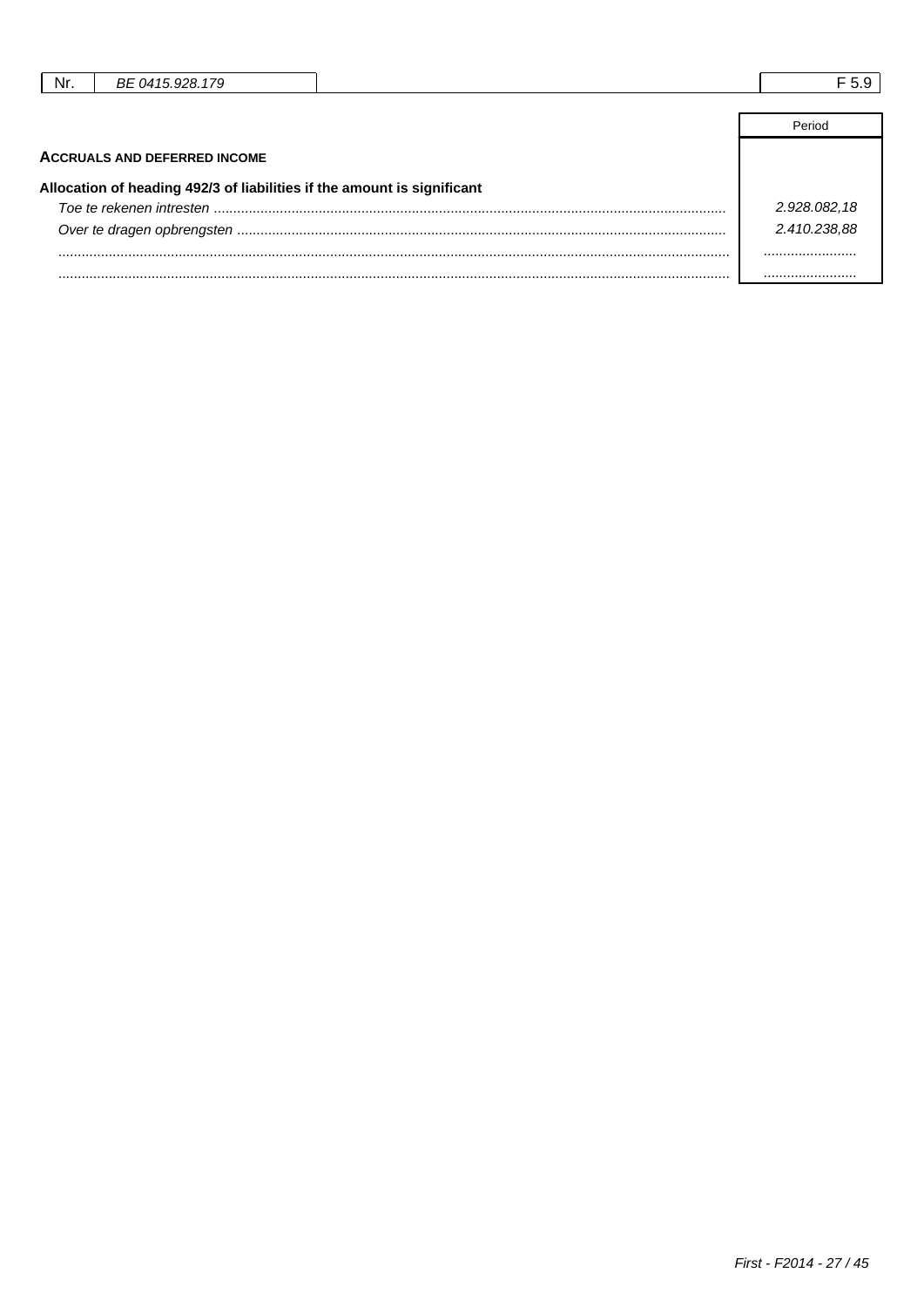| Nr. | BE 0415.928.179 | F 5.9 |
|---|---|---|

**ACCRUALS AND DEFERRED INCOME**

| | Period |
|---|---|
| **Allocation of heading 492/3 of liabilities if the amount is significant** | |
| *Toe te rekenen intresten* | *2.928.082,18* |
| *Over te dragen opbrengsten* | *2.410.238,88* |
| ........................ | ........................ |
| ........................ | ........................ |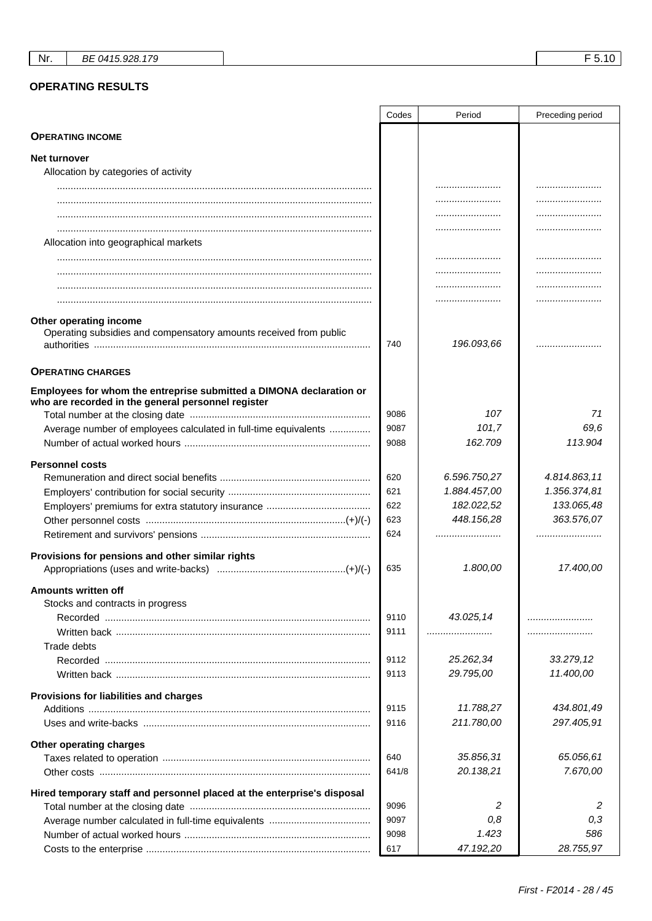| Nr. | BE 0415.928.179 | | F 5.10 |
|---|---|---|---|

## OPERATING RESULTS

| | Codes | Period | Preceding period |
|---|---|---|---|
| **OPERATING INCOME** | | | |
| **Net turnover** | | | |
| Allocation by categories of activity | | | |
| ........................................ | | ........................ | ........................ |
| ........................................ | | ........................ | ........................ |
| ........................................ | | ........................ | ........................ |
| ........................................ | | ........................ | ........................ |
| Allocation into geographical markets | | | |
| ........................................ | | ........................ | ........................ |
| ........................................ | | ........................ | ........................ |
| ........................................ | | ........................ | ........................ |
| ........................................ | | ........................ | ........................ |
| **Other operating income** | | | |
| Operating subsidies and compensatory amounts received from public authorities | 740 | 196.093,66 | ........................ |
| **OPERATING CHARGES** | | | |
| **Employees for whom the entreprise submitted a DIMONA declaration or who are recorded in the general personnel register** | | | |
| Total number at the closing date | 9086 | 107 | 71 |
| Average number of employees calculated in full-time equivalents | 9087 | 101,7 | 69,6 |
| Number of actual worked hours | 9088 | 162.709 | 113.904 |
| **Personnel costs** | | | |
| Remuneration and direct social benefits | 620 | 6.596.750,27 | 4.814.863,11 |
| Employers' contribution for social security | 621 | 1.884.457,00 | 1.356.374,81 |
| Employers' premiums for extra statutory insurance | 622 | 182.022,52 | 133.065,48 |
| Other personnel costs (+)/(-) | 623 | 448.156,28 | 363.576,07 |
| Retirement and survivors' pensions | 624 | ........................ | ........................ |
| **Provisions for pensions and other similar rights** | | | |
| Appropriations (uses and write-backs) (+)/(-) | 635 | 1.800,00 | 17.400,00 |
| **Amounts written off** | | | |
| Stocks and contracts in progress | | | |
| Recorded | 9110 | 43.025,14 | ........................ |
| Written back | 9111 | ........................ | ........................ |
| Trade debts | | | |
| Recorded | 9112 | 25.262,34 | 33.279,12 |
| Written back | 9113 | 29.795,00 | 11.400,00 |
| **Provisions for liabilities and charges** | | | |
| Additions | 9115 | 11.788,27 | 434.801,49 |
| Uses and write-backs | 9116 | 211.780,00 | 297.405,91 |
| **Other operating charges** | | | |
| Taxes related to operation | 640 | 35.856,31 | 65.056,61 |
| Other costs | 641/8 | 20.138,21 | 7.670,00 |
| **Hired temporary staff and personnel placed at the enterprise's disposal** | | | |
| Total number at the closing date | 9096 | 2 | 2 |
| Average number calculated in full-time equivalents | 9097 | 0,8 | 0,3 |
| Number of actual worked hours | 9098 | 1.423 | 586 |
| Costs to the enterprise | 617 | 47.192,20 | 28.755,97 |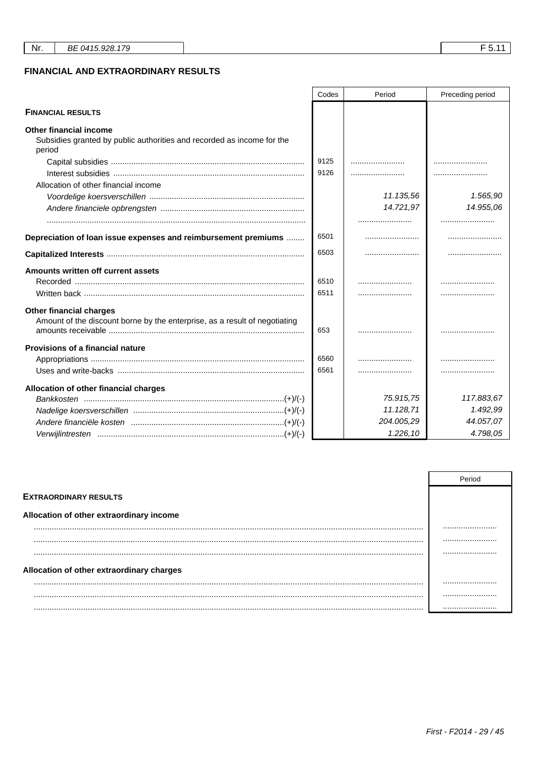| Nr. | BE 0415.928.179 | F 5.11 |
|---|---|---|

## FINANCIAL AND EXTRAORDINARY RESULTS

| | Codes | Period | Preceding period |
|---|---|---|---|
| **FINANCIAL RESULTS** | | | |
| **Other financial income** | | | |
| Subsidies granted by public authorities and recorded as income for the period | | | |
| Capital subsidies | 9125 | ........................ | ........................ |
| Interest subsidies | 9126 | ........................ | ........................ |
| Allocation of other financial income | | | |
| *Voordelige koersverschillen* | | *11.135,56* | *1.565,90* |
| *Andere financiele opbrengsten* | | *14.721,97* | *14.955,06* |
| ........................ | | ........................ | ........................ |
| **Depreciation of loan issue expenses and reimbursement premiums** | 6501 | ........................ | ........................ |
| **Capitalized Interests** | 6503 | ........................ | ........................ |
| **Amounts written off current assets** | | | |
| Recorded | 6510 | ........................ | ........................ |
| Written back | 6511 | ........................ | ........................ |
| **Other financial charges** | | | |
| Amount of the discount borne by the enterprise, as a result of negotiating amounts receivable | 653 | ........................ | ........................ |
| **Provisions of a financial nature** | | | |
| Appropriations | 6560 | ........................ | ........................ |
| Uses and write-backs | 6561 | ........................ | ........................ |
| **Allocation of other financial charges** | | | |
| *Bankkosten* (+)/(-) | | *75.915,75* | *117.883,67* |
| *Nadelige koersverschillen* (+)/(-) | | *11.128,71* | *1.492,99* |
| *Andere financiële kosten* (+)/(-) | | *204.005,29* | *44.057,07* |
| *Verwijlintresten* (+)/(-) | | *1.226,10* | *4.798,05* |

| | Period |
|---|---|
| **EXTRAORDINARY RESULTS** | |
| **Allocation of other extraordinary income** | |
| ........................ | ........................ |
| ........................ | ........................ |
| ........................ | ........................ |
| **Allocation of other extraordinary charges** | |
| ........................ | ........................ |
| ........................ | ........................ |
| ........................ | ........................ |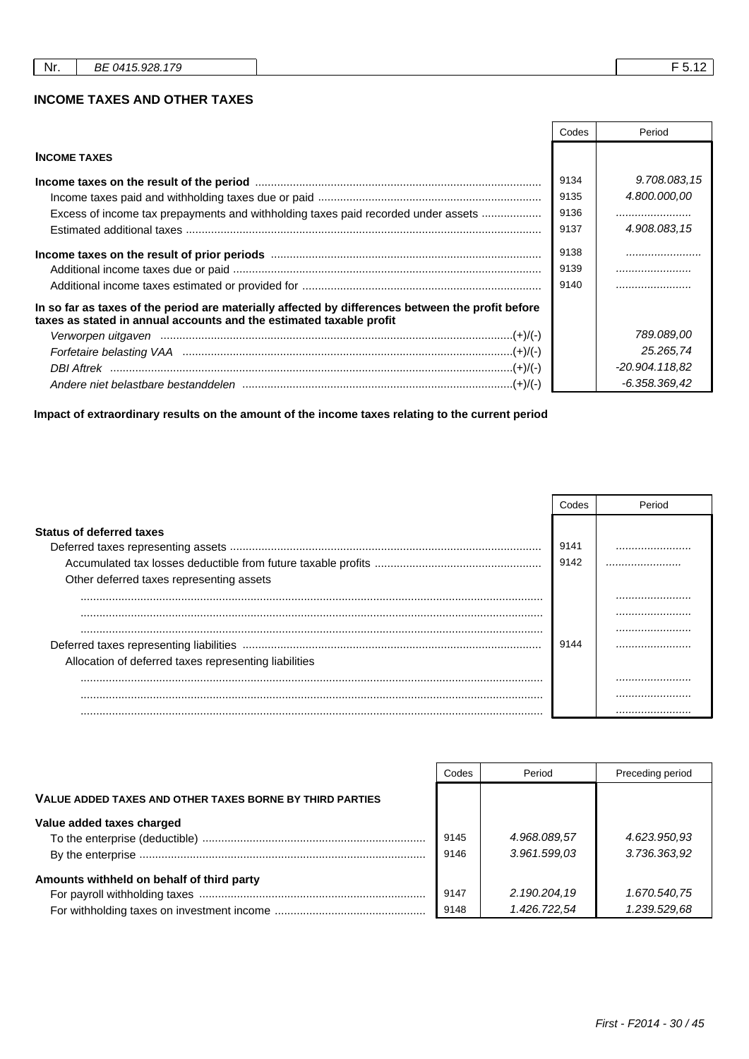| Nr. | BE 0415.928.179 | F 5.12 |
|---|---|---|

## INCOME TAXES AND OTHER TAXES

| | Codes | Period |
|---|---|---|
| **INCOME TAXES** | | |
| **Income taxes on the result of the period** | 9134 | 9.708.083,15 |
| Income taxes paid and withholding taxes due or paid | 9135 | 4.800.000,00 |
| Excess of income tax prepayments and withholding taxes paid recorded under assets | 9136 | |
| Estimated additional taxes | 9137 | 4.908.083,15 |
| **Income taxes on the result of prior periods** | 9138 | |
| Additional income taxes due or paid | 9139 | |
| Additional income taxes estimated or provided for | 9140 | |
| **In so far as taxes of the period are materially affected by differences between the profit before taxes as stated in annual accounts and the estimated taxable profit** | | |
| *Verworpen uitgaven* (+)/(-) | | 789.089,00 |
| *Forfetaire belasting VAA* (+)/(-) | | 25.265,74 |
| *DBI Aftrek* (+)/(-) | | -20.904.118,82 |
| *Andere niet belastbare bestanddelen* (+)/(-) | | -6.358.369,42 |

**Impact of extraordinary results on the amount of the income taxes relating to the current period**

| | Codes | Period |
|---|---|---|
| **Status of deferred taxes** | | |
| Deferred taxes representing assets | 9141 | |
| Accumulated tax losses deductible from future taxable profits | 9142 | |
| Other deferred taxes representing assets | | |
| | | |
| | | |
| | | |
| Deferred taxes representing liabilities | 9144 | |
| Allocation of deferred taxes representing liabilities | | |
| | | |
| | | |
| | | |

| | Codes | Period | Preceding period |
|---|---|---|---|
| **VALUE ADDED TAXES AND OTHER TAXES BORNE BY THIRD PARTIES** | | | |
| **Value added taxes charged** | | | |
| To the enterprise (deductible) | 9145 | 4.968.089,57 | 4.623.950,93 |
| By the enterprise | 9146 | 3.961.599,03 | 3.736.363,92 |
| **Amounts withheld on behalf of third party** | | | |
| For payroll withholding taxes | 9147 | 2.190.204,19 | 1.670.540,75 |
| For withholding taxes on investment income | 9148 | 1.426.722,54 | 1.239.529,68 |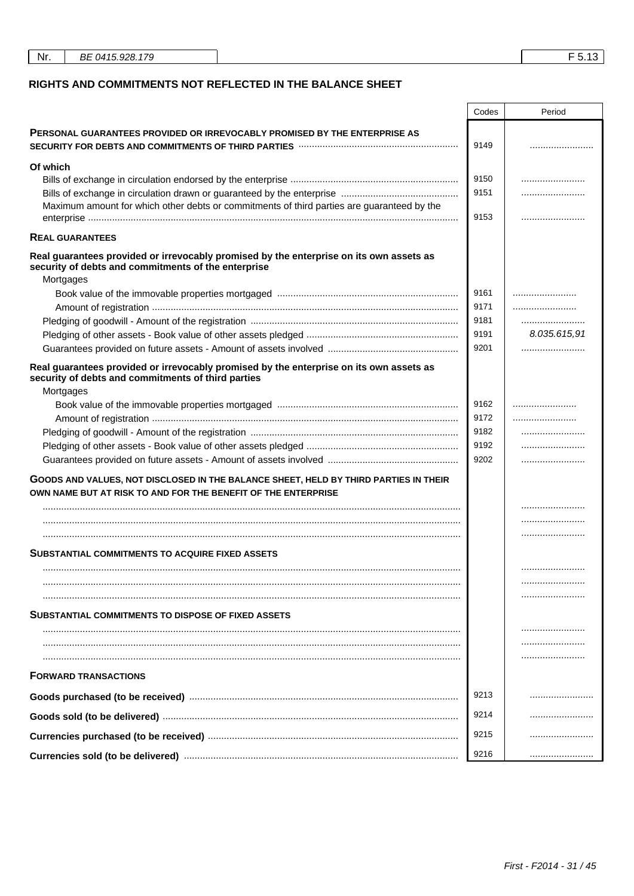| Nr. | BE 0415.928.179 | F 5.13 |
|---|---|---|

## RIGHTS AND COMMITMENTS NOT REFLECTED IN THE BALANCE SHEET

| | Codes | Period |
|---|---|---|
| **PERSONAL GUARANTEES PROVIDED OR IRREVOCABLY PROMISED BY THE ENTERPRISE AS SECURITY FOR DEBTS AND COMMITMENTS OF THIRD PARTIES** | 9149 | |
| **Of which** | | |
| Bills of exchange in circulation endorsed by the enterprise | 9150 | |
| Bills of exchange in circulation drawn or guaranteed by the enterprise | 9151 | |
| Maximum amount for which other debts or commitments of third parties are guaranteed by the enterprise | 9153 | |
| **REAL GUARANTEES** | | |
| **Real guarantees provided or irrevocably promised by the enterprise on its own assets as security of debts and commitments of the enterprise** | | |
| Mortgages | | |
| Book value of the immovable properties mortgaged | 9161 | |
| Amount of registration | 9171 | |
| Pledging of goodwill - Amount of the registration | 9181 | |
| Pledging of other assets - Book value of other assets pledged | 9191 | 8.035.615,91 |
| Guarantees provided on future assets - Amount of assets involved | 9201 | |
| **Real guarantees provided or irrevocably promised by the enterprise on its own assets as security of debts and commitments of third parties** | | |
| Mortgages | | |
| Book value of the immovable properties mortgaged | 9162 | |
| Amount of registration | 9172 | |
| Pledging of goodwill - Amount of the registration | 9182 | |
| Pledging of other assets - Book value of other assets pledged | 9192 | |
| Guarantees provided on future assets - Amount of assets involved | 9202 | |
| **GOODS AND VALUES, NOT DISCLOSED IN THE BALANCE SHEET, HELD BY THIRD PARTIES IN THEIR OWN NAME BUT AT RISK TO AND FOR THE BENEFIT OF THE ENTERPRISE** | | |
| | | |
| | | |
| | | |
| **SUBSTANTIAL COMMITMENTS TO ACQUIRE FIXED ASSETS** | | |
| | | |
| | | |
| | | |
| **SUBSTANTIAL COMMITMENTS TO DISPOSE OF FIXED ASSETS** | | |
| | | |
| | | |
| | | |
| **FORWARD TRANSACTIONS** | | |
| **Goods purchased (to be received)** | 9213 | |
| **Goods sold (to be delivered)** | 9214 | |
| **Currencies purchased (to be received)** | 9215 | |
| **Currencies sold (to be delivered)** | 9216 | |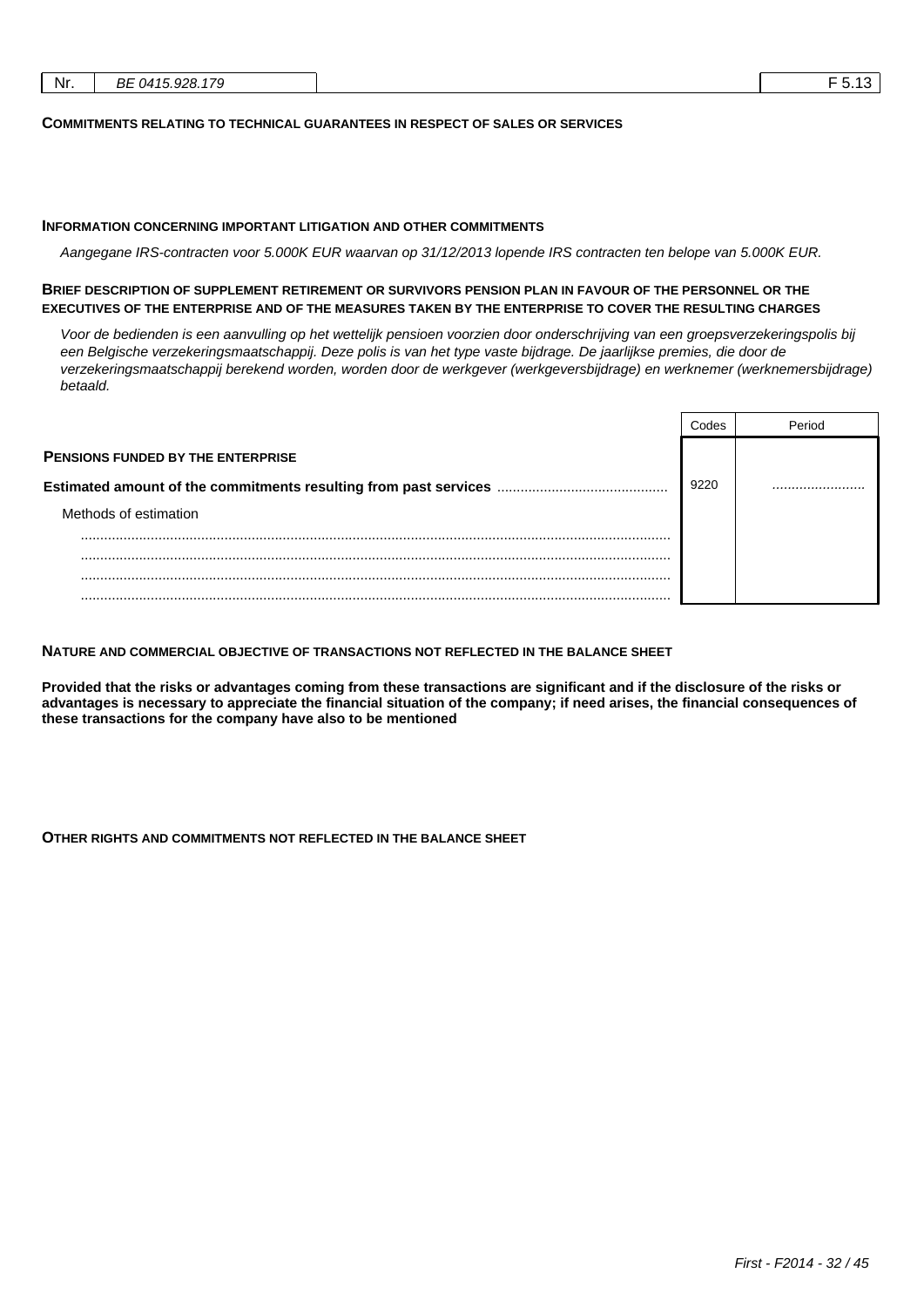| Nr. | BE 0415.928.179 | F 5.13 |
|---|---|---|

### COMMITMENTS RELATING TO TECHNICAL GUARANTEES IN RESPECT OF SALES OR SERVICES

### INFORMATION CONCERNING IMPORTANT LITIGATION AND OTHER COMMITMENTS

*Aangegane IRS-contracten voor 5.000K EUR waarvan op 31/12/2013 lopende IRS contracten ten belope van 5.000K EUR.*

### BRIEF DESCRIPTION OF SUPPLEMENT RETIREMENT OR SURVIVORS PENSION PLAN IN FAVOUR OF THE PERSONNEL OR THE EXECUTIVES OF THE ENTERPRISE AND OF THE MEASURES TAKEN BY THE ENTERPRISE TO COVER THE RESULTING CHARGES

*Voor de bedienden is een aanvulling op het wettelijk pensioen voorzien door onderschrijving van een groepsverzekeringspolis bij een Belgische verzekeringsmaatschappij. Deze polis is van het type vaste bijdrage. De jaarlijkse premies, die door de verzekeringsmaatschappij berekend worden, worden door de werkgever (werkgeversbijdrage) en werknemer (werknemersbijdrage) betaald.*

| | Codes | Period |
|---|---|---|
| **PENSIONS FUNDED BY THE ENTERPRISE** | | |
| **Estimated amount of the commitments resulting from past services** ........................................... | 9220 | ........................ |
| Methods of estimation | | |
| ...................................................................................................................................................... | | |
| ...................................................................................................................................................... | | |
| ...................................................................................................................................................... | | |
| ...................................................................................................................................................... | | |

### NATURE AND COMMERCIAL OBJECTIVE OF TRANSACTIONS NOT REFLECTED IN THE BALANCE SHEET

**Provided that the risks or advantages coming from these transactions are significant and if the disclosure of the risks or advantages is necessary to appreciate the financial situation of the company; if need arises, the financial consequences of these transactions for the company have also to be mentioned**

### OTHER RIGHTS AND COMMITMENTS NOT REFLECTED IN THE BALANCE SHEET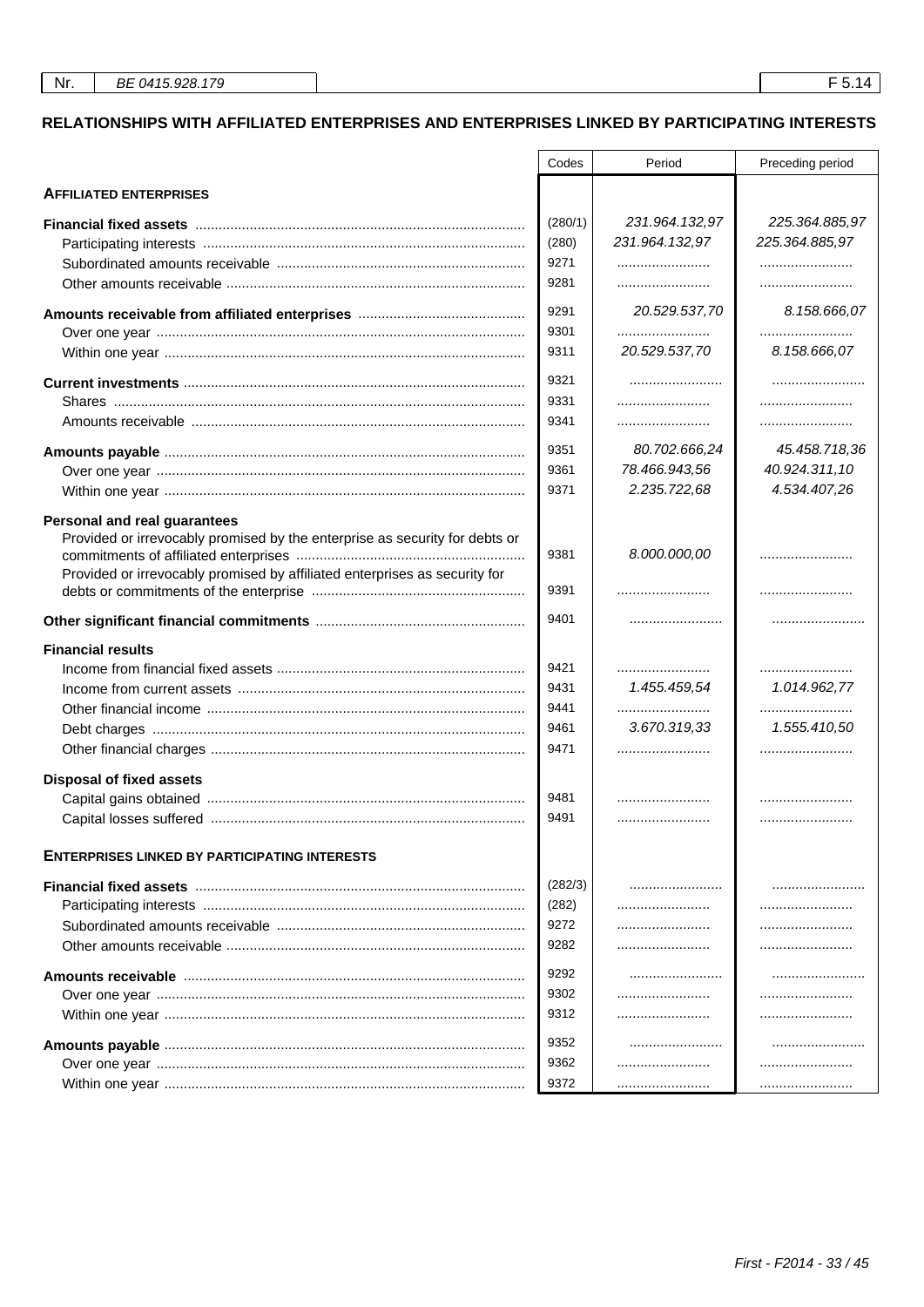| Nr. | BE 0415.928.179 | | F 5.14 |
|---|---|---|---|

## RELATIONSHIPS WITH AFFILIATED ENTERPRISES AND ENTERPRISES LINKED BY PARTICIPATING INTERESTS

| | Codes | Period | Preceding period |
|---|---|---|---|
| **AFFILIATED ENTERPRISES** | | | |
| **Financial fixed assets** | (280/1) | 231.964.132,97 | 225.364.885,97 |
| Participating interests | (280) | 231.964.132,97 | 225.364.885,97 |
| Subordinated amounts receivable | 9271 | ........................ | ........................ |
| Other amounts receivable | 9281 | ........................ | ........................ |
| **Amounts receivable from affiliated enterprises** | 9291 | 20.529.537,70 | 8.158.666,07 |
| Over one year | 9301 | ........................ | ........................ |
| Within one year | 9311 | 20.529.537,70 | 8.158.666,07 |
| **Current investments** | 9321 | ........................ | ........................ |
| Shares | 9331 | ........................ | ........................ |
| Amounts receivable | 9341 | ........................ | ........................ |
| **Amounts payable** | 9351 | 80.702.666,24 | 45.458.718,36 |
| Over one year | 9361 | 78.466.943,56 | 40.924.311,10 |
| Within one year | 9371 | 2.235.722,68 | 4.534.407,26 |
| **Personal and real guarantees** | | | |
| Provided or irrevocably promised by the enterprise as security for debts or commitments of affiliated enterprises | 9381 | 8.000.000,00 | ........................ |
| Provided or irrevocably promised by affiliated enterprises as security for debts or commitments of the enterprise | 9391 | ........................ | ........................ |
| **Other significant financial commitments** | 9401 | ........................ | ........................ |
| **Financial results** | | | |
| Income from financial fixed assets | 9421 | ........................ | ........................ |
| Income from current assets | 9431 | 1.455.459,54 | 1.014.962,77 |
| Other financial income | 9441 | ........................ | ........................ |
| Debt charges | 9461 | 3.670.319,33 | 1.555.410,50 |
| Other financial charges | 9471 | ........................ | ........................ |
| **Disposal of fixed assets** | | | |
| Capital gains obtained | 9481 | ........................ | ........................ |
| Capital losses suffered | 9491 | ........................ | ........................ |
| **ENTERPRISES LINKED BY PARTICIPATING INTERESTS** | | | |
| **Financial fixed assets** | (282/3) | ........................ | ........................ |
| Participating interests | (282) | ........................ | ........................ |
| Subordinated amounts receivable | 9272 | ........................ | ........................ |
| Other amounts receivable | 9282 | ........................ | ........................ |
| **Amounts receivable** | 9292 | ........................ | ........................ |
| Over one year | 9302 | ........................ | ........................ |
| Within one year | 9312 | ........................ | ........................ |
| **Amounts payable** | 9352 | ........................ | ........................ |
| Over one year | 9362 | ........................ | ........................ |
| Within one year | 9372 | ........................ | ........................ |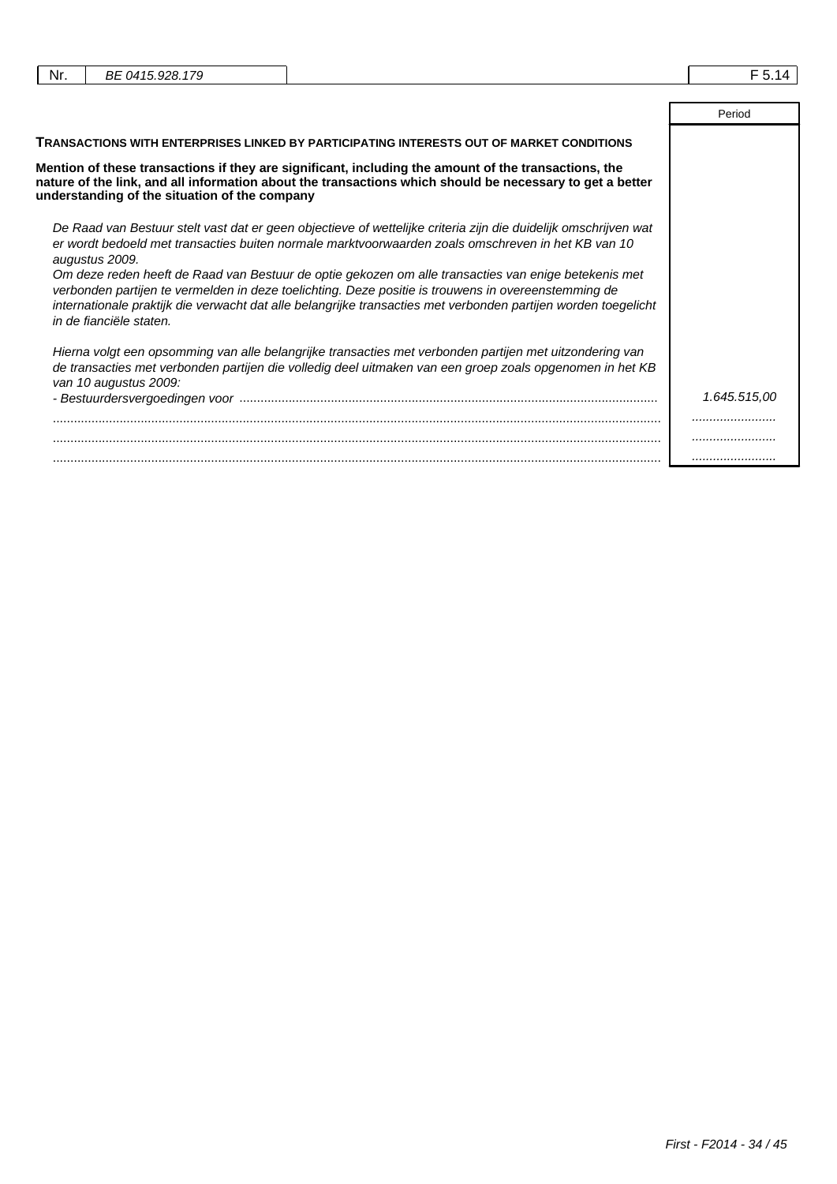| Nr. | BE 0415.928.179 | F 5.14 |
|---|---|---|

| | Period |
|---|---|
| **TRANSACTIONS WITH ENTERPRISES LINKED BY PARTICIPATING INTERESTS OUT OF MARKET CONDITIONS** | |
| **Mention of these transactions if they are significant, including the amount of the transactions, the nature of the link, and all information about the transactions which should be necessary to get a better understanding of the situation of the company** | |
| *De Raad van Bestuur stelt vast dat er geen objectieve of wettelijke criteria zijn die duidelijk omschrijven wat er wordt bedoeld met transacties buiten normale marktvoorwaarden zoals omschreven in het KB van 10 augustus 2009.* *Om deze reden heeft de Raad van Bestuur de optie gekozen om alle transacties van enige betekenis met verbonden partijen te vermelden in deze toelichting. Deze positie is trouwens in overeenstemming de internationale praktijk die verwacht dat alle belangrijke transacties met verbonden partijen worden toegelicht in de fianciële staten.* | |
| *Hierna volgt een opsomming van alle belangrijke transacties met verbonden partijen met uitzondering van de transacties met verbonden partijen die volledig deel uitmaken van een groep zoals opgenomen in het KB van 10 augustus 2009:* | |
| *- Bestuurdersvergoedingen voor* | *1.645.515,00* |
| | |
| | |
| | |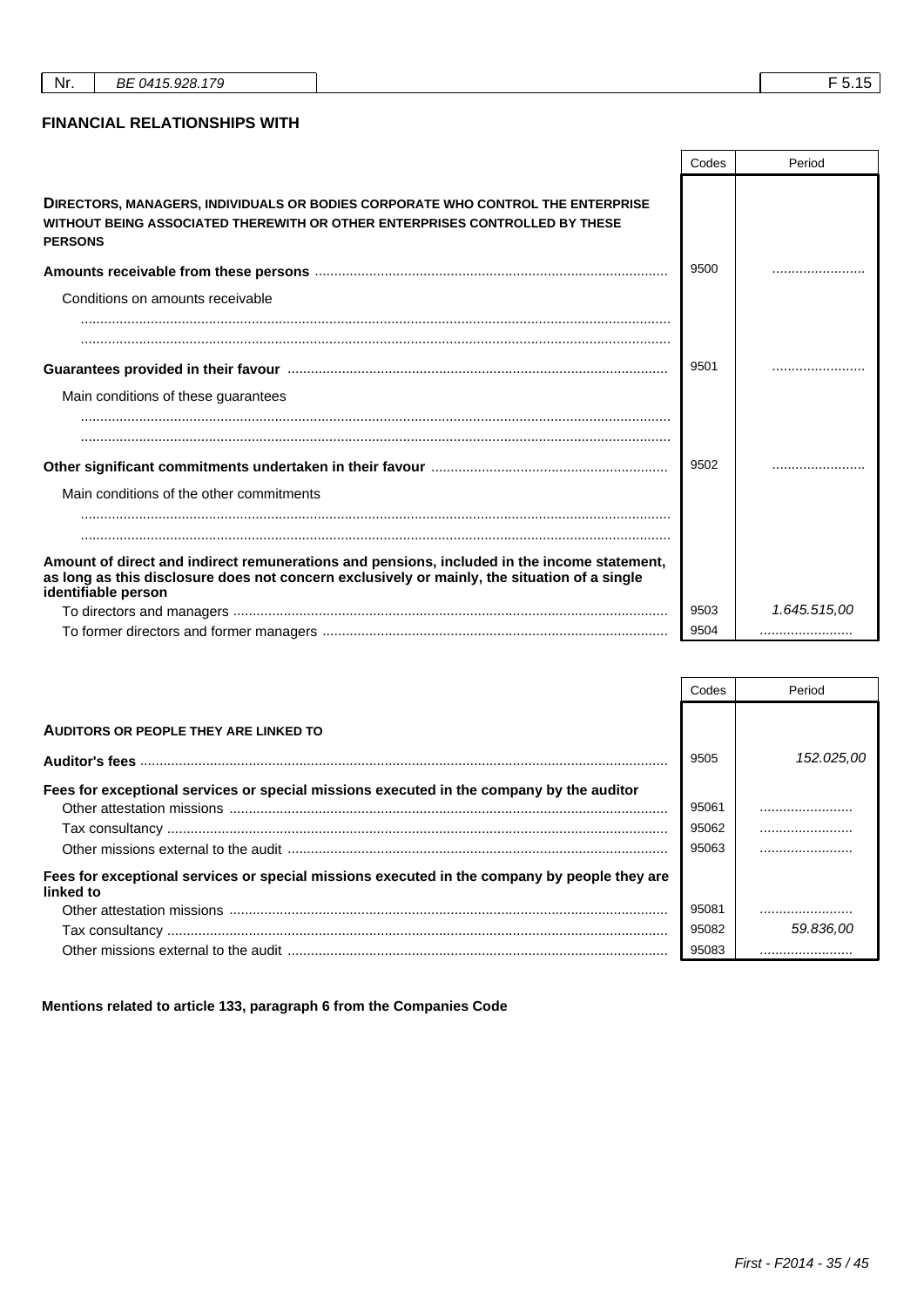| Nr. | BE 0415.928.179 | F 5.15 |
|---|---|---|

## FINANCIAL RELATIONSHIPS WITH

| | Codes | Period |
|---|---|---|
| **DIRECTORS, MANAGERS, INDIVIDUALS OR BODIES CORPORATE WHO CONTROL THE ENTERPRISE WITHOUT BEING ASSOCIATED THEREWITH OR OTHER ENTERPRISES CONTROLLED BY THESE PERSONS** | | |
| **Amounts receivable from these persons** | 9500 | ........................ |
| Conditions on amounts receivable | | |
| ........................ | | |
| ........................ | | |
| **Guarantees provided in their favour** | 9501 | ........................ |
| Main conditions of these guarantees | | |
| ........................ | | |
| ........................ | | |
| **Other significant commitments undertaken in their favour** | 9502 | ........................ |
| Main conditions of the other commitments | | |
| ........................ | | |
| ........................ | | |
| **Amount of direct and indirect remunerations and pensions, included in the income statement, as long as this disclosure does not concern exclusively or mainly, the situation of a single identifiable person** | | |
| To directors and managers | 9503 | *1.645.515,00* |
| To former directors and former managers | 9504 | ........................ |

| | Codes | Period |
|---|---|---|
| **AUDITORS OR PEOPLE THEY ARE LINKED TO** | | |
| **Auditor's fees** | 9505 | *152.025,00* |
| **Fees for exceptional services or special missions executed in the company by the auditor** | | |
| Other attestation missions | 95061 | ........................ |
| Tax consultancy | 95062 | ........................ |
| Other missions external to the audit | 95063 | ........................ |
| **Fees for exceptional services or special missions executed in the company by people they are linked to** | | |
| Other attestation missions | 95081 | ........................ |
| Tax consultancy | 95082 | *59.836,00* |
| Other missions external to the audit | 95083 | ........................ |

**Mentions related to article 133, paragraph 6 from the Companies Code**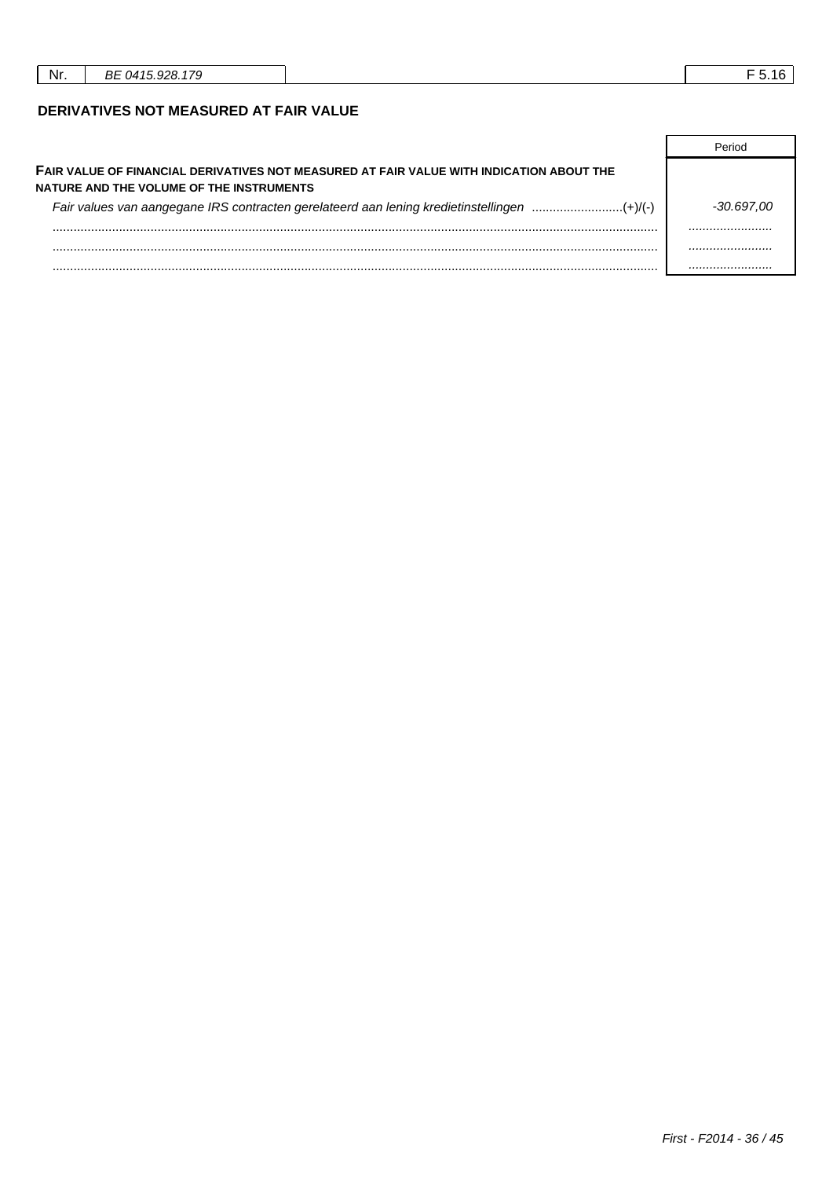| Nr. | BE 0415.928.179 | F 5.16 |
|---|---|---|

## DERIVATIVES NOT MEASURED AT FAIR VALUE

| | Period |
|---|---|
| **FAIR VALUE OF FINANCIAL DERIVATIVES NOT MEASURED AT FAIR VALUE WITH INDICATION ABOUT THE NATURE AND THE VOLUME OF THE INSTRUMENTS** | |
| *Fair values van aangegane IRS contracten gerelateerd aan lening kredietinstellingen* ..........................(+)/(-) | *-30.697,00* |
| ........................................................................................................................................................ | ........................ |
| ........................................................................................................................................................ | ........................ |
| ........................................................................................................................................................ | ........................ |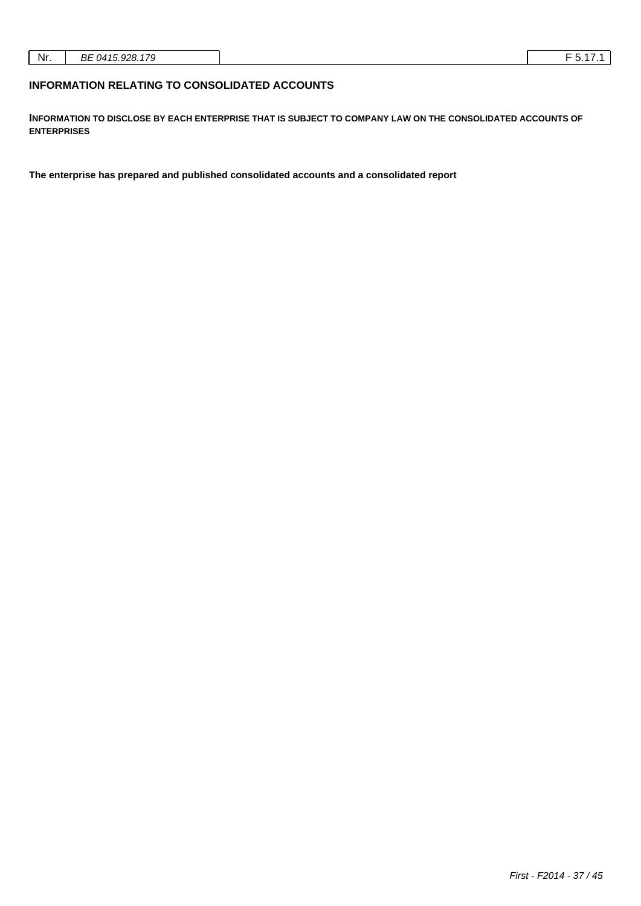| Nr. | BE 0415.928.179 | | F 5.17.1 |
|---|---|---|---|

## INFORMATION RELATING TO CONSOLIDATED ACCOUNTS

**INFORMATION TO DISCLOSE BY EACH ENTERPRISE THAT IS SUBJECT TO COMPANY LAW ON THE CONSOLIDATED ACCOUNTS OF ENTERPRISES**

**The enterprise has prepared and published consolidated accounts and a consolidated report**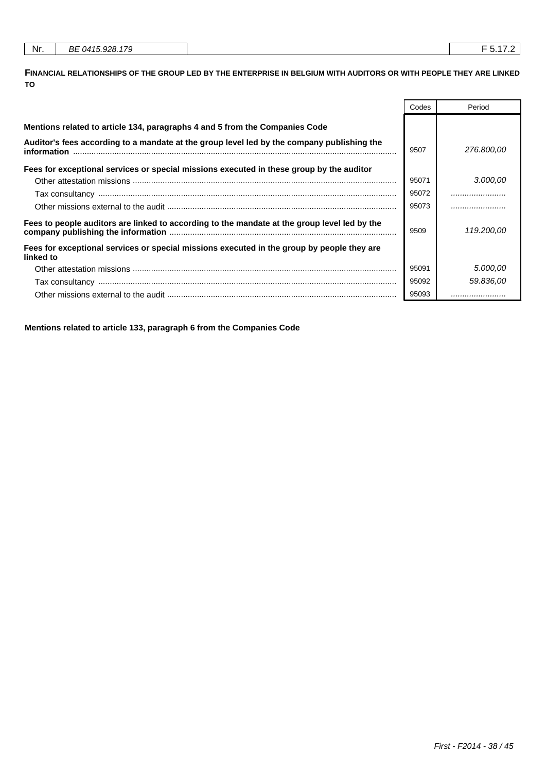| Nr. | BE 0415.928.179 | | F 5.17.2 |
|---|---|---|---|

### FINANCIAL RELATIONSHIPS OF THE GROUP LED BY THE ENTERPRISE IN BELGIUM WITH AUDITORS OR WITH PEOPLE THEY ARE LINKED TO

| | Codes | Period |
|---|---|---|
| **Mentions related to article 134, paragraphs 4 and 5 from the Companies Code** | | |
| **Auditor's fees according to a mandate at the group level led by the company publishing the information** | 9507 | *276.800,00* |
| **Fees for exceptional services or special missions executed in these group by the auditor** | | |
| Other attestation missions | 95071 | *3.000,00* |
| Tax consultancy | 95072 | ........................ |
| Other missions external to the audit | 95073 | ........................ |
| **Fees to people auditors are linked to according to the mandate at the group level led by the company publishing the information** | 9509 | *119.200,00* |
| **Fees for exceptional services or special missions executed in the group by people they are linked to** | | |
| Other attestation missions | 95091 | *5.000,00* |
| Tax consultancy | 95092 | *59.836,00* |
| Other missions external to the audit | 95093 | ........................ |

**Mentions related to article 133, paragraph 6 from the Companies Code**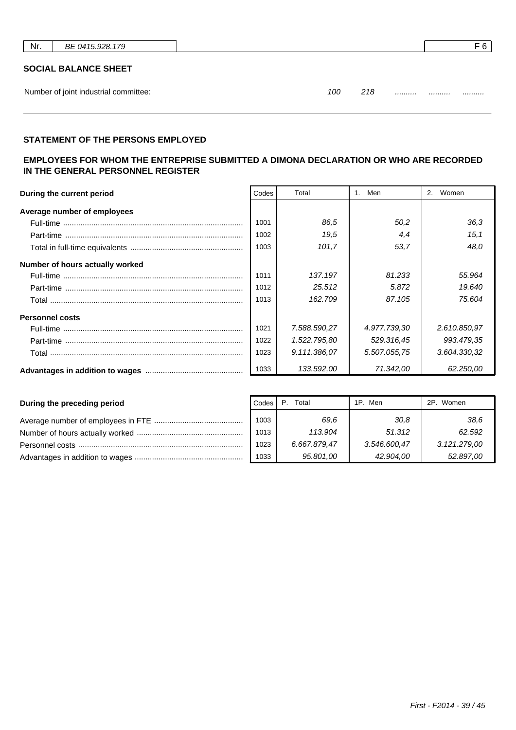| Nr. | BE 0415.928.179 | F 6 |
|---|---|---|

## SOCIAL BALANCE SHEET

Number of joint industrial committee: 100 218 .......... .......... ..........

### STATEMENT OF THE PERSONS EMPLOYED

### EMPLOYEES FOR WHOM THE ENTREPRISE SUBMITTED A DIMONA DECLARATION OR WHO ARE RECORDED IN THE GENERAL PERSONNEL REGISTER

| During the current period | Codes | Total | 1. Men | 2. Women |
|---|---|---|---|---|
| **Average number of employees** | | | | |
| Full-time | 1001 | 86,5 | 50,2 | 36,3 |
| Part-time | 1002 | 19,5 | 4,4 | 15,1 |
| Total in full-time equivalents | 1003 | 101,7 | 53,7 | 48,0 |
| **Number of hours actually worked** | | | | |
| Full-time | 1011 | 137.197 | 81.233 | 55.964 |
| Part-time | 1012 | 25.512 | 5.872 | 19.640 |
| Total | 1013 | 162.709 | 87.105 | 75.604 |
| **Personnel costs** | | | | |
| Full-time | 1021 | 7.588.590,27 | 4.977.739,30 | 2.610.850,97 |
| Part-time | 1022 | 1.522.795,80 | 529.316,45 | 993.479,35 |
| Total | 1023 | 9.111.386,07 | 5.507.055,75 | 3.604.330,32 |
| **Advantages in addition to wages** | 1033 | 133.592,00 | 71.342,00 | 62.250,00 |

| During the preceding period | Codes | P. Total | 1P. Men | 2P. Women |
|---|---|---|---|---|
| Average number of employees in FTE | 1003 | 69,6 | 30,8 | 38,6 |
| Number of hours actually worked | 1013 | 113.904 | 51.312 | 62.592 |
| Personnel costs | 1023 | 6.667.879,47 | 3.546.600,47 | 3.121.279,00 |
| Advantages in addition to wages | 1033 | 95.801,00 | 42.904,00 | 52.897,00 |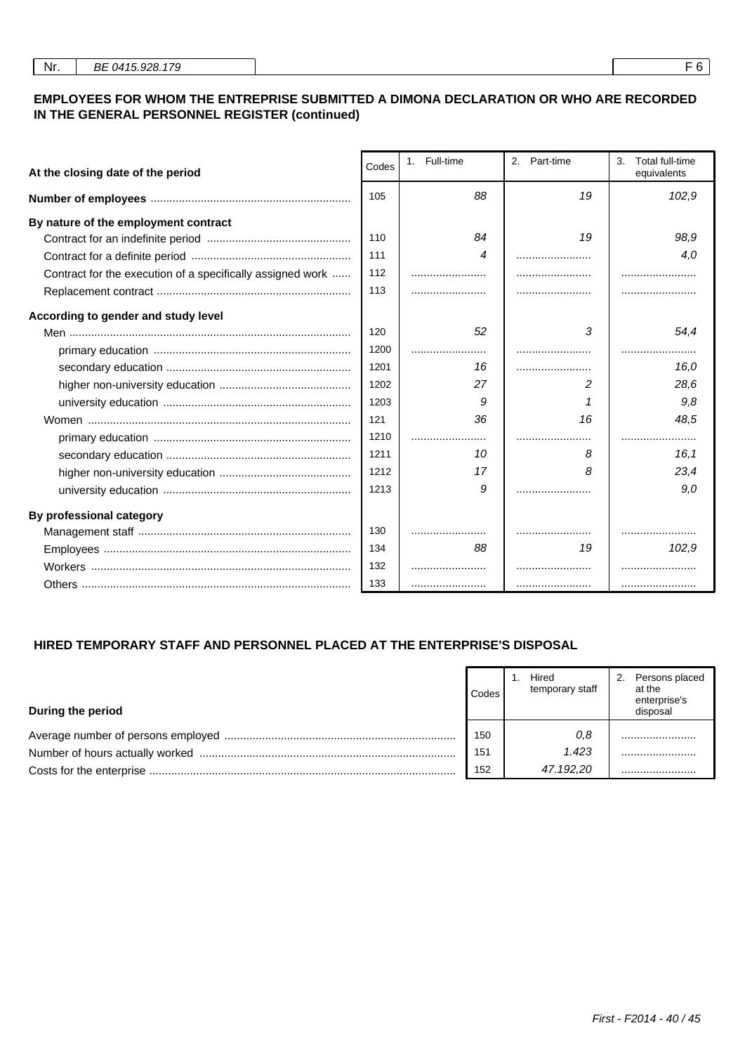| Nr. | BE 0415.928.179 | F 6 |
|---|---|---|

## EMPLOYEES FOR WHOM THE ENTREPRISE SUBMITTED A DIMONA DECLARATION OR WHO ARE RECORDED IN THE GENERAL PERSONNEL REGISTER (continued)

| At the closing date of the period | Codes | 1. Full-time | 2. Part-time | 3. Total full-time equivalents |
|---|---|---|---|---|
| **Number of employees** | 105 | 88 | 19 | 102,9 |
| **By nature of the employment contract** | | | | |
| Contract for an indefinite period | 110 | 84 | 19 | 98,9 |
| Contract for a definite period | 111 | 4 | ........................ | 4,0 |
| Contract for the execution of a specifically assigned work | 112 | ........................ | ........................ | ........................ |
| Replacement contract | 113 | ........................ | ........................ | ........................ |
| **According to gender and study level** | | | | |
| Men | 120 | 52 | 3 | 54,4 |
| primary education | 1200 | ........................ | ........................ | ........................ |
| secondary education | 1201 | 16 | ........................ | 16,0 |
| higher non-university education | 1202 | 27 | 2 | 28,6 |
| university education | 1203 | 9 | 1 | 9,8 |
| Women | 121 | 36 | 16 | 48,5 |
| primary education | 1210 | ........................ | ........................ | ........................ |
| secondary education | 1211 | 10 | 8 | 16,1 |
| higher non-university education | 1212 | 17 | 8 | 23,4 |
| university education | 1213 | 9 | ........................ | 9,0 |
| **By professional category** | | | | |
| Management staff | 130 | ........................ | ........................ | ........................ |
| Employees | 134 | 88 | 19 | 102,9 |
| Workers | 132 | ........................ | ........................ | ........................ |
| Others | 133 | ........................ | ........................ | ........................ |

## HIRED TEMPORARY STAFF AND PERSONNEL PLACED AT THE ENTERPRISE'S DISPOSAL

| During the period | Codes | 1. Hired temporary staff | 2. Persons placed at the enterprise's disposal |
|---|---|---|---|
| Average number of persons employed | 150 | 0,8 | ........................ |
| Number of hours actually worked | 151 | 1.423 | ........................ |
| Costs for the enterprise | 152 | 47.192,20 | ........................ |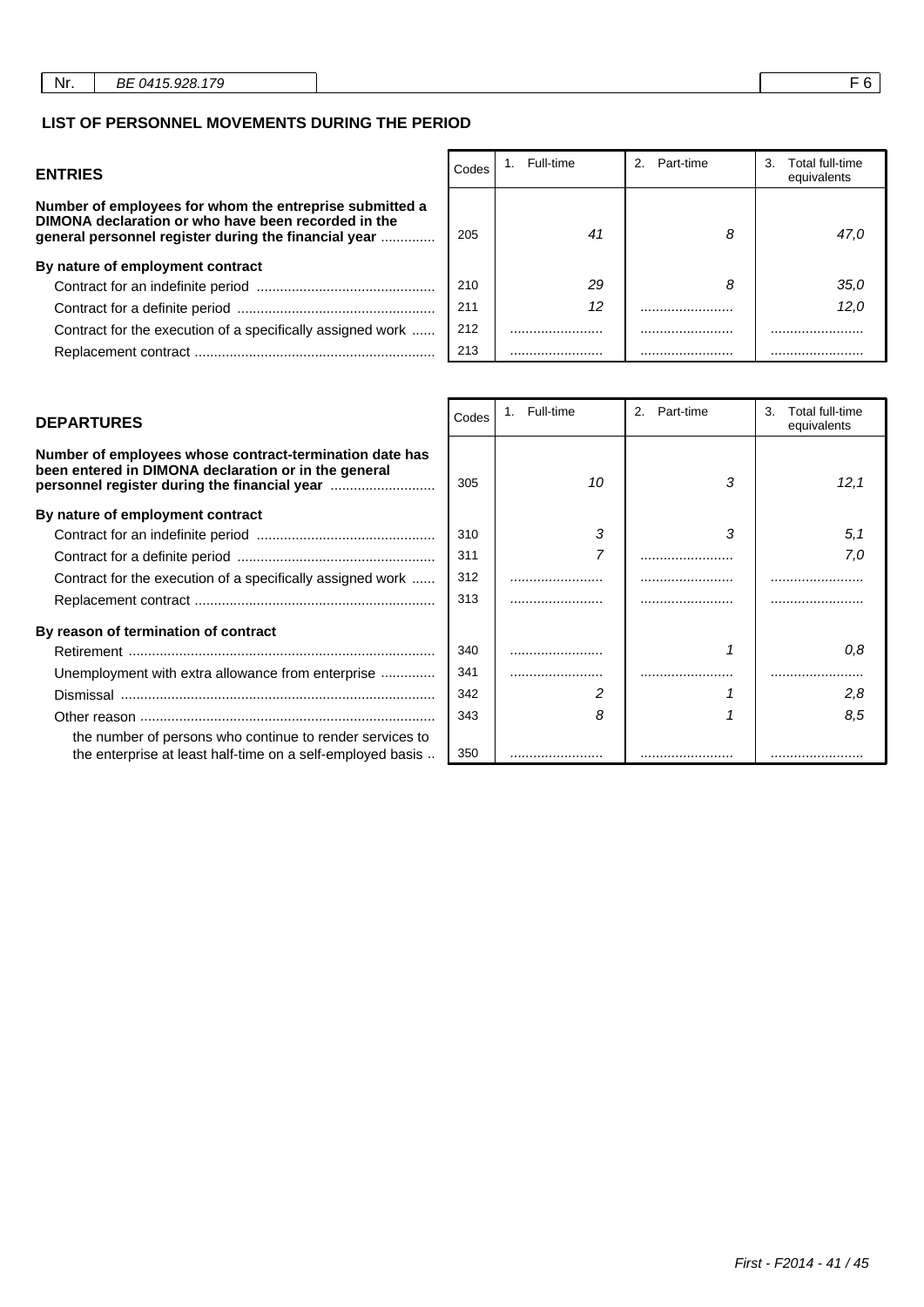| Nr. | BE 0415.928.179 | F 6 |
|---|---|---|

## LIST OF PERSONNEL MOVEMENTS DURING THE PERIOD

| ENTRIES | Codes | 1. Full-time | 2. Part-time | 3. Total full-time equivalents |
|---|---|---|---|---|
| **Number of employees for whom the entreprise submitted a DIMONA declaration or who have been recorded in the general personnel register during the financial year** | 205 | 41 | 8 | 47,0 |
| **By nature of employment contract** | | | | |
| Contract for an indefinite period | 210 | 29 | 8 | 35,0 |
| Contract for a definite period | 211 | 12 | ........................ | 12,0 |
| Contract for the execution of a specifically assigned work | 212 | ........................ | ........................ | ........................ |
| Replacement contract | 213 | ........................ | ........................ | ........................ |

| DEPARTURES | Codes | 1. Full-time | 2. Part-time | 3. Total full-time equivalents |
|---|---|---|---|---|
| **Number of employees whose contract-termination date has been entered in DIMONA declaration or in the general personnel register during the financial year** | 305 | 10 | 3 | 12,1 |
| **By nature of employment contract** | | | | |
| Contract for an indefinite period | 310 | 3 | 3 | 5,1 |
| Contract for a definite period | 311 | 7 | ........................ | 7,0 |
| Contract for the execution of a specifically assigned work | 312 | ........................ | ........................ | ........................ |
| Replacement contract | 313 | ........................ | ........................ | ........................ |
| **By reason of termination of contract** | | | | |
| Retirement | 340 | ........................ | 1 | 0,8 |
| Unemployment with extra allowance from enterprise | 341 | ........................ | ........................ | ........................ |
| Dismissal | 342 | 2 | 1 | 2,8 |
| Other reason | 343 | 8 | 1 | 8,5 |
| the number of persons who continue to render services to the enterprise at least half-time on a self-employed basis | 350 | ........................ | ........................ | ........................ |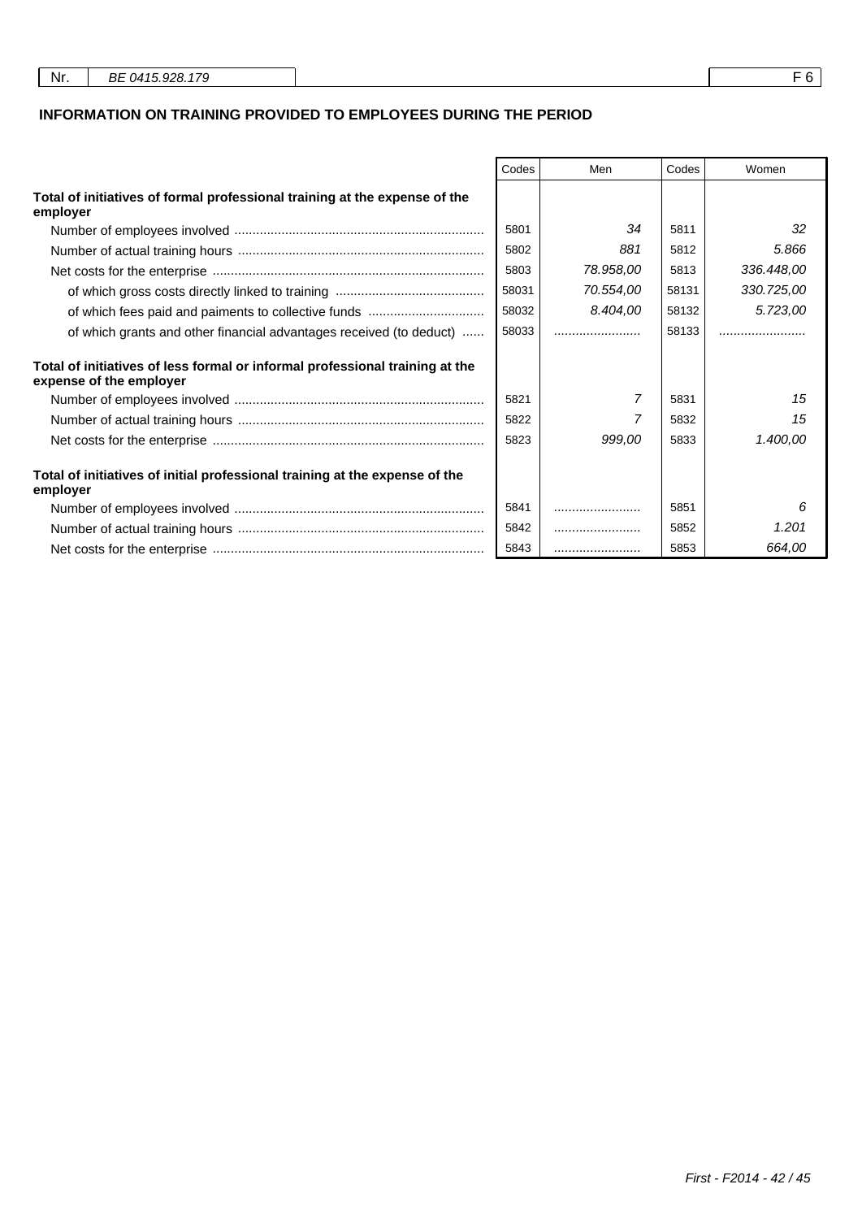| Nr. | BE 0415.928.179 | F 6 |
|---|---|---|

## INFORMATION ON TRAINING PROVIDED TO EMPLOYEES DURING THE PERIOD

| | Codes | Men | Codes | Women |
|---|---|---|---|---|
| **Total of initiatives of formal professional training at the expense of the employer** | | | | |
| Number of employees involved | 5801 | 34 | 5811 | 32 |
| Number of actual training hours | 5802 | 881 | 5812 | 5.866 |
| Net costs for the enterprise | 5803 | 78.958,00 | 5813 | 336.448,00 |
| of which gross costs directly linked to training | 58031 | 70.554,00 | 58131 | 330.725,00 |
| of which fees paid and paiments to collective funds | 58032 | 8.404,00 | 58132 | 5.723,00 |
| of which grants and other financial advantages received (to deduct) | 58033 | ........................ | 58133 | ........................ |
| **Total of initiatives of less formal or informal professional training at the expense of the employer** | | | | |
| Number of employees involved | 5821 | 7 | 5831 | 15 |
| Number of actual training hours | 5822 | 7 | 5832 | 15 |
| Net costs for the enterprise | 5823 | 999,00 | 5833 | 1.400,00 |
| **Total of initiatives of initial professional training at the expense of the employer** | | | | |
| Number of employees involved | 5841 | ........................ | 5851 | 6 |
| Number of actual training hours | 5842 | ........................ | 5852 | 1.201 |
| Net costs for the enterprise | 5843 | ........................ | 5853 | 664,00 |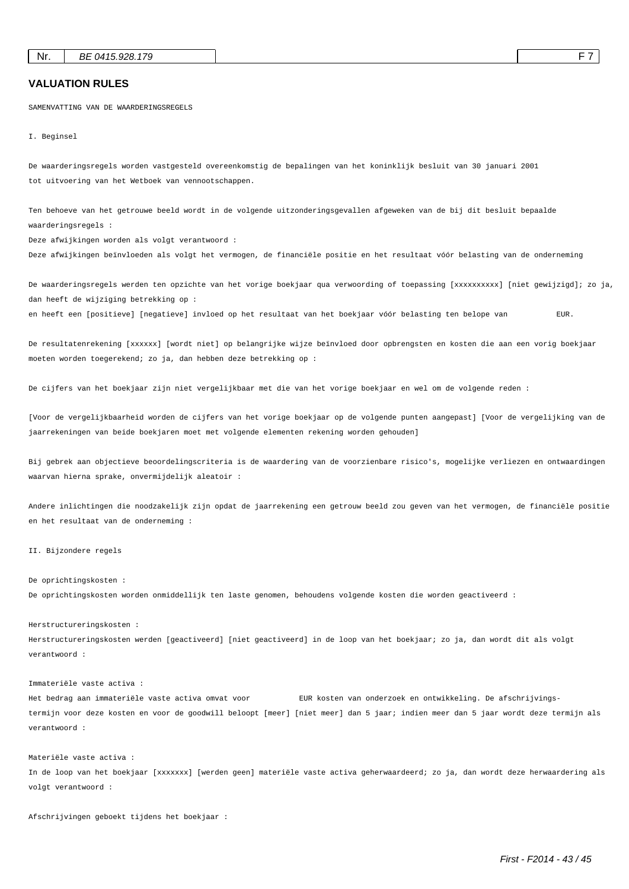| Nr. | BE 0415.928.179 | | F 7 |
|---|---|---|---|

## VALUATION RULES

SAMENVATTING VAN DE WAARDERINGSREGELS

I. Beginsel

De waarderingsregels worden vastgesteld overeenkomstig de bepalingen van het koninklijk besluit van 30 januari 2001 tot uitvoering van het Wetboek van vennootschappen.

Ten behoeve van het getrouwe beeld wordt in de volgende uitzonderingsgevallen afgeweken van de bij dit besluit bepaalde waarderingsregels :

Deze afwijkingen worden als volgt verantwoord :

Deze afwijkingen beïnvloeden als volgt het vermogen, de financiële positie en het resultaat vóór belasting van de onderneming

De waarderingsregels werden ten opzichte van het vorige boekjaar qua verwoording of toepassing [xxxxxxxxxx] [niet gewijzigd]; zo ja, dan heeft de wijziging betrekking op :

en heeft een [positieve] [negatieve] invloed op het resultaat van het boekjaar vóór belasting ten belope van EUR.

De resultatenrekening [xxxxxx] [wordt niet] op belangrijke wijze beïnvloed door opbrengsten en kosten die aan een vorig boekjaar moeten worden toegerekend; zo ja, dan hebben deze betrekking op :

De cijfers van het boekjaar zijn niet vergelijkbaar met die van het vorige boekjaar en wel om de volgende reden :

[Voor de vergelijkbaarheid worden de cijfers van het vorige boekjaar op de volgende punten aangepast] [Voor de vergelijking van de jaarrekeningen van beide boekjaren moet met volgende elementen rekening worden gehouden]

Bij gebrek aan objectieve beoordelingscriteria is de waardering van de voorzienbare risico's, mogelijke verliezen en ontwaardingen waarvan hierna sprake, onvermijdelijk aleatoir :

Andere inlichtingen die noodzakelijk zijn opdat de jaarrekening een getrouw beeld zou geven van het vermogen, de financiële positie en het resultaat van de onderneming :

II. Bijzondere regels

De oprichtingskosten :

De oprichtingskosten worden onmiddellijk ten laste genomen, behoudens volgende kosten die worden geactiveerd :

Herstructureringskosten :

Herstructureringskosten werden [geactiveerd] [niet geactiveerd] in de loop van het boekjaar; zo ja, dan wordt dit als volgt verantwoord :

Immateriële vaste activa :

Het bedrag aan immateriële vaste activa omvat voor EUR kosten van onderzoek en ontwikkeling. De afschrijvingstermijn voor deze kosten en voor de goodwill beloopt [meer] [niet meer] dan 5 jaar; indien meer dan 5 jaar wordt deze termijn als verantwoord :

Materiële vaste activa :

In de loop van het boekjaar [xxxxxxx] [werden geen] materiële vaste activa geherwaardeerd; zo ja, dan wordt deze herwaardering als volgt verantwoord :

Afschrijvingen geboekt tijdens het boekjaar :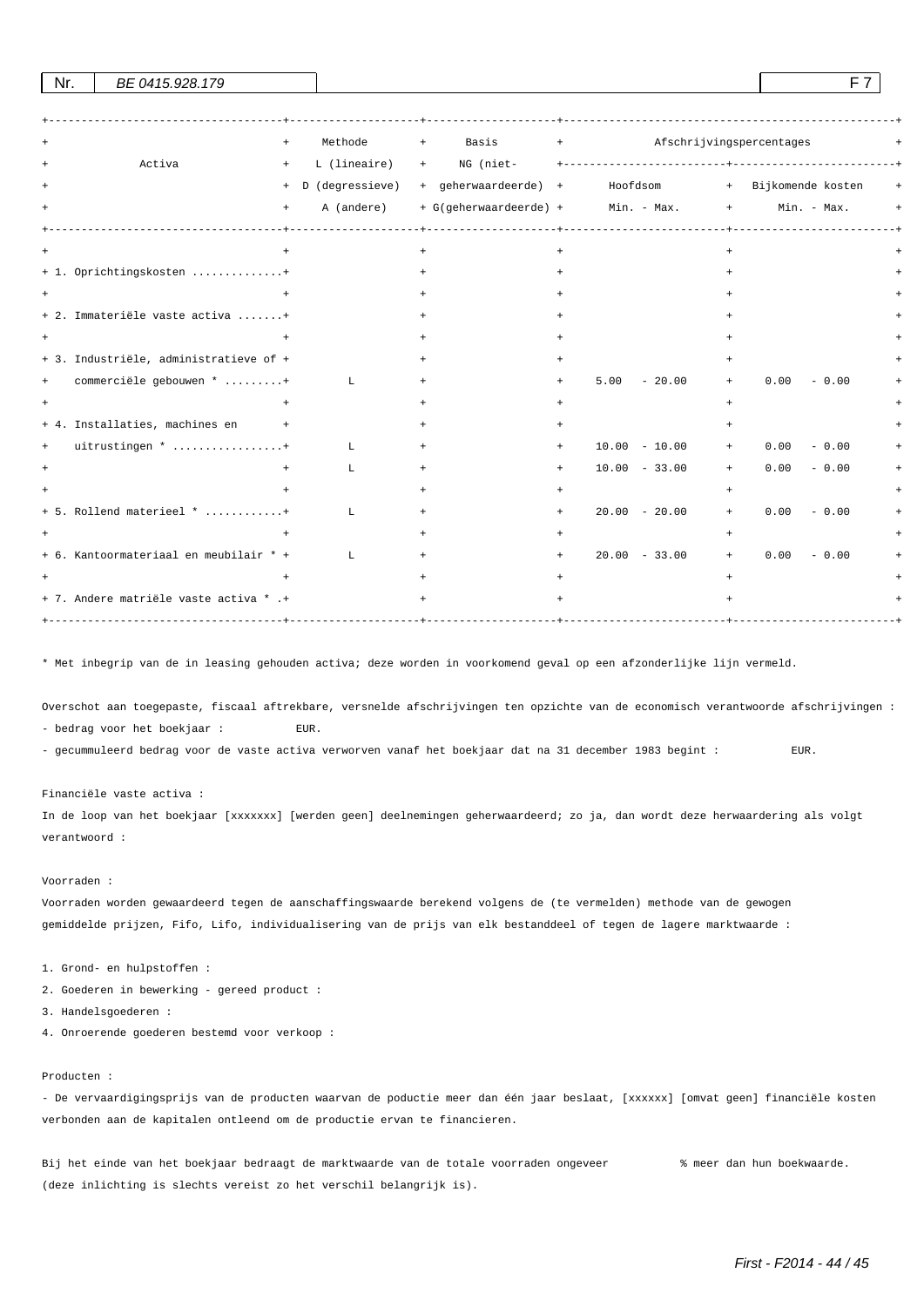| Nr. | BE 0415.928.179 | F 7 |
|---|---|---|

| Activa | Methode L (lineaire) D (degressieve) A (andere) | Basis NG (niet-geherwaardeerde) G(geherwaardeerde) | Afschrijvingspercentages Hoofdsom Min. - Max. | Bijkomende kosten Min. - Max. |
|---|---|---|---|---|
| 1. Oprichtingskosten .............. | | | | |
| 2. Immateriële vaste activa ....... | | | | |
| 3. Industriële, administratieve of commerciële gebouwen * ......... | L | | 5.00 - 20.00 | 0.00 - 0.00 |
| 4. Installaties, machines en uitrustingen * ................. | L | | 10.00 - 10.00 | 0.00 - 0.00 |
| | L | | 10.00 - 33.00 | 0.00 - 0.00 |
| 5. Rollend materieel * ........... | L | | 20.00 - 20.00 | 0.00 - 0.00 |
| 6. Kantoormateriaal en meubilair * | L | | 20.00 - 33.00 | 0.00 - 0.00 |
| 7. Andere matriële vaste activa * . | | | | |

* Met inbegrip van de in leasing gehouden activa; deze worden in voorkomend geval op een afzonderlijke lijn vermeld.

Overschot aan toegepaste, fiscaal aftrekbare, versnelde afschrijvingen ten opzichte van de economisch verantwoorde afschrijvingen :
- bedrag voor het boekjaar : EUR.
- gecummuleerd bedrag voor de vaste activa verworven vanaf het boekjaar dat na 31 december 1983 begint : EUR.

Financiële vaste activa :
In de loop van het boekjaar [xxxxxxx] [werden geen] deelnemingen geherwaardeerd; zo ja, dan wordt deze herwaardering als volgt verantwoord :

Voorraden :
Voorraden worden gewaardeerd tegen de aanschaffingswaarde berekend volgens de (te vermelden) methode van de gewogen gemiddelde prijzen, Fifo, Lifo, individualisering van de prijs van elk bestanddeel of tegen de lagere marktwaarde :

1. Grond- en hulpstoffen :
2. Goederen in bewerking - gereed product :
3. Handelsgoederen :
4. Onroerende goederen bestemd voor verkoop :

Producten :
- De vervaardigingsprijs van de producten waarvan de poductie meer dan één jaar beslaat, [xxxxxx] [omvat geen] financiële kosten verbonden aan de kapitalen ontleend om de productie ervan te financieren.

Bij het einde van het boekjaar bedraagt de marktwaarde van de totale voorraden ongeveer % meer dan hun boekwaarde. (deze inlichting is slechts vereist zo het verschil belangrijk is).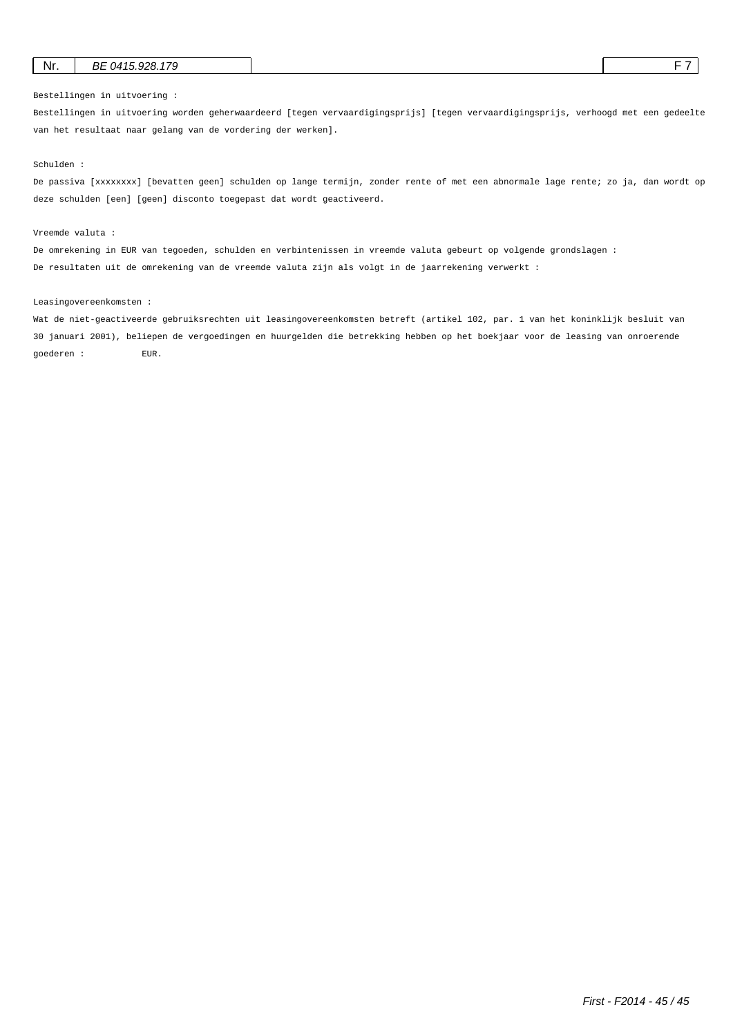| Nr. | BE 0415.928.179 | | F 7 |
|---|---|---|---|

Bestellingen in uitvoering :

Bestellingen in uitvoering worden geherwaardeerd [tegen vervaardigingsprijs] [tegen vervaardigingsprijs, verhoogd met een gedeelte van het resultaat naar gelang van de vordering der werken].

Schulden :

De passiva [xxxxxxxx] [bevatten geen] schulden op lange termijn, zonder rente of met een abnormale lage rente; zo ja, dan wordt op deze schulden [een] [geen] disconto toegepast dat wordt geactiveerd.

Vreemde valuta :

De omrekening in EUR van tegoeden, schulden en verbintenissen in vreemde valuta gebeurt op volgende grondslagen :

De resultaten uit de omrekening van de vreemde valuta zijn als volgt in de jaarrekening verwerkt :

Leasingovereenkomsten :

Wat de niet-geactiveerde gebruiksrechten uit leasingovereenkomsten betreft (artikel 102, par. 1 van het koninklijk besluit van 30 januari 2001), beliepen de vergoedingen en huurgelden die betrekking hebben op het boekjaar voor de leasing van onroerende goederen : EUR.